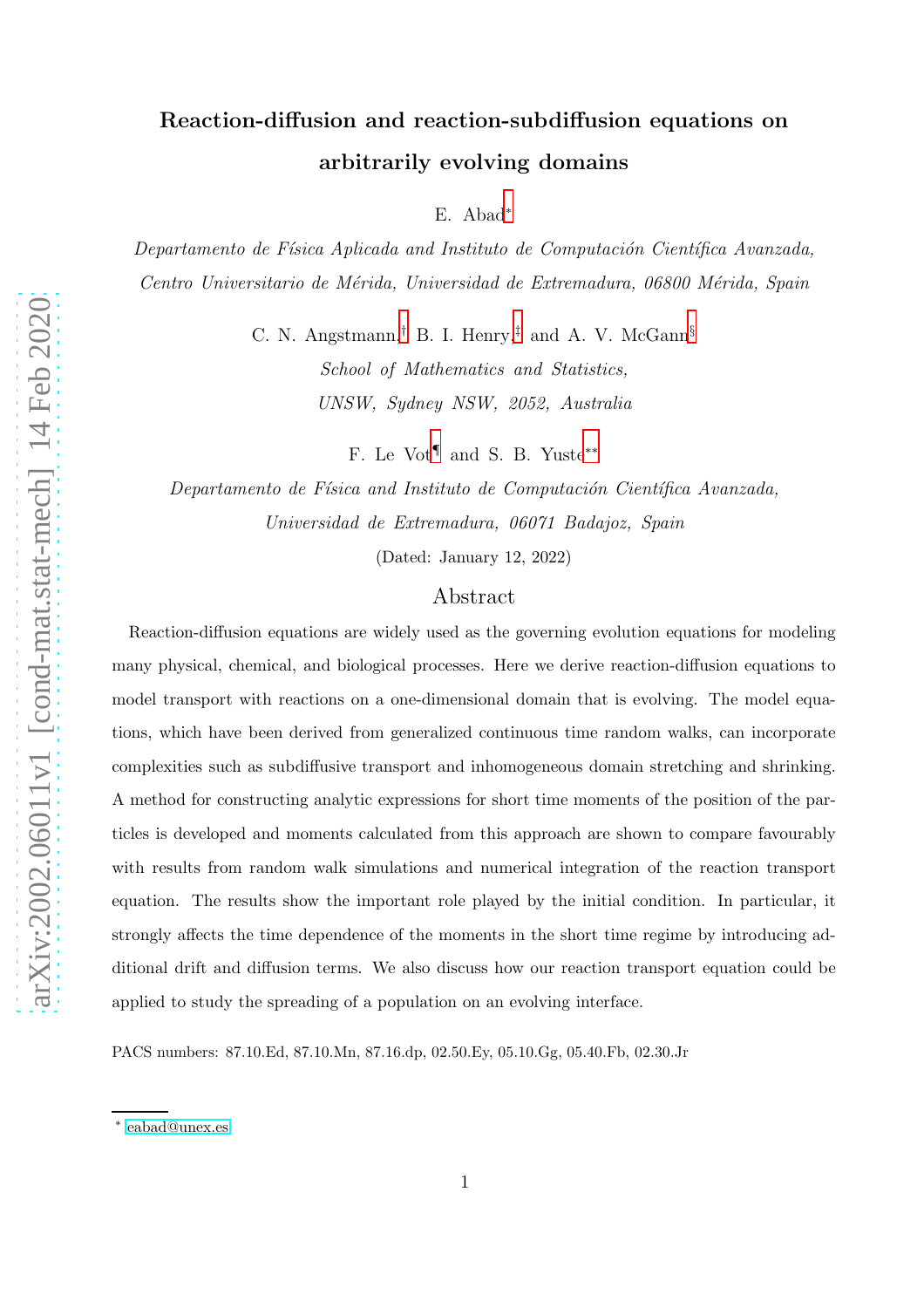# Reaction-diffusion and reaction-subdiffusion equations on arbitrarily evolving domains

E. Abad[*]

*Departamento de Física Aplicada and Instituto de Computación Científica Avanzada, Centro Universitario de Mérida, Universidad de Extremadura, 06800 Mérida, Spain*

C. N. Angstmann,[†] B. I. Henry,[‡] and A. V. McGann[§]

*School of Mathematics and Statistics, UNSW, Sydney NSW, 2052, Australia*

F. Le Vot[¶] and S. B. Yuste[**]

*Departamento de Física and Instituto de Computación Científica Avanzada, Universidad de Extremadura, 06071 Badajoz, Spain*

(Dated: January 12, 2022)

## Abstract

Reaction-diffusion equations are widely used as the governing evolution equations for modeling many physical, chemical, and biological processes. Here we derive reaction-diffusion equations to model transport with reactions on a one-dimensional domain that is evolving. The model equations, which have been derived from generalized continuous time random walks, can incorporate complexities such as subdiffusive transport and inhomogeneous domain stretching and shrinking. A method for constructing analytic expressions for short time moments of the position of the particles is developed and moments calculated from this approach are shown to compare favourably with results from random walk simulations and numerical integration of the reaction transport equation. The results show the important role played by the initial condition. In particular, it strongly affects the time dependence of the moments in the short time regime by introducing additional drift and diffusion terms. We also discuss how our reaction transport equation could be applied to study the spreading of a population on an evolving interface.

PACS numbers: 87.10.Ed, 87.10.Mn, 87.16.dp, 02.50.Ey, 05.10.Gg, 05.40.Fb, 02.30.Jr

[*] eabad@unex.es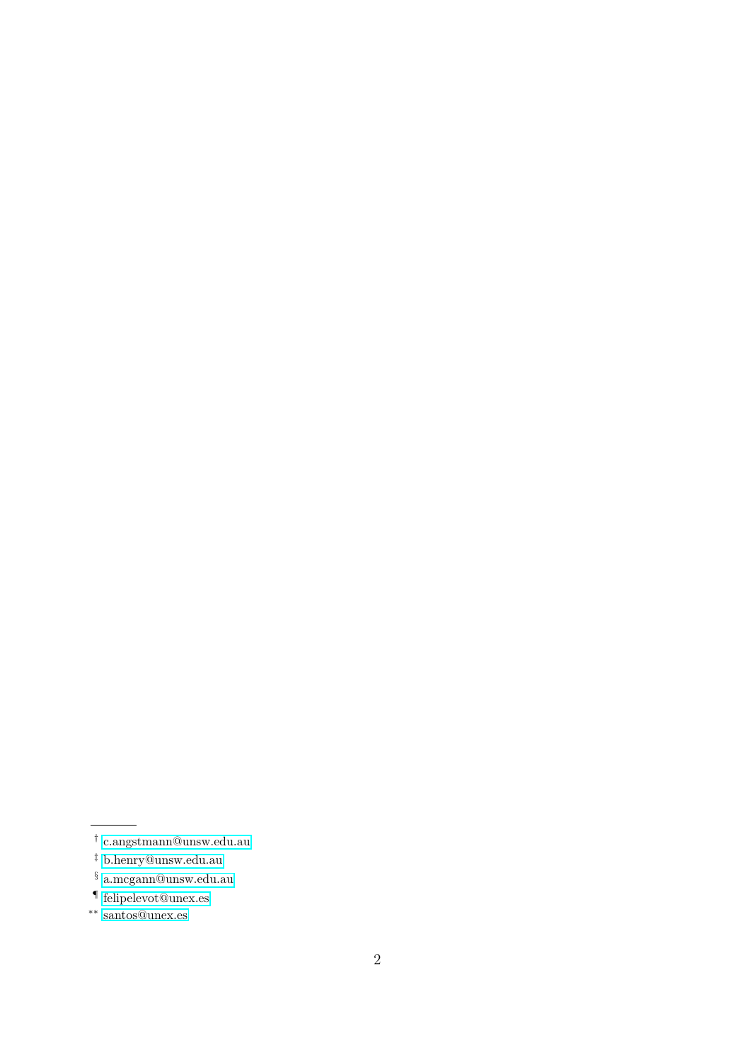[†] c.angstmann@unsw.edu.au

[‡] b.henry@unsw.edu.au

[§] a.mcgann@unsw.edu.au

[¶] felipelevot@unex.es

[**] santos@unex.es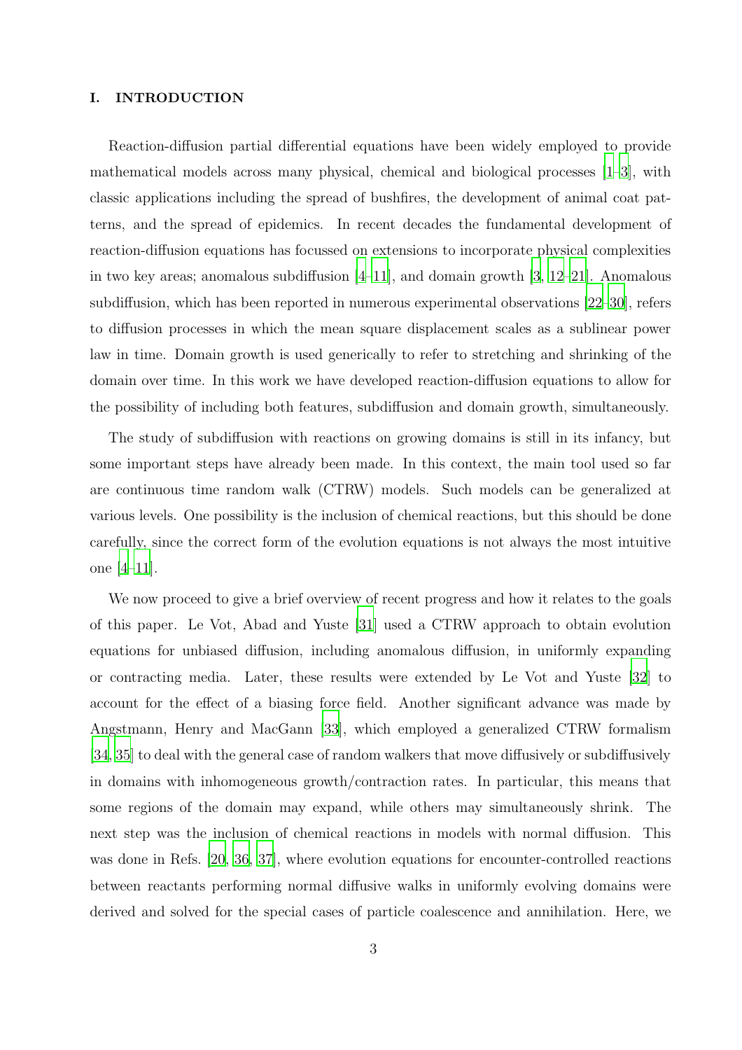## I. INTRODUCTION

Reaction-diffusion partial differential equations have been widely employed to provide mathematical models across many physical, chemical and biological processes [1–3], with classic applications including the spread of bushfires, the development of animal coat patterns, and the spread of epidemics. In recent decades the fundamental development of reaction-diffusion equations has focussed on extensions to incorporate physical complexities in two key areas; anomalous subdiffusion [4–11], and domain growth [3, 12–21]. Anomalous subdiffusion, which has been reported in numerous experimental observations [22–30], refers to diffusion processes in which the mean square displacement scales as a sublinear power law in time. Domain growth is used generically to refer to stretching and shrinking of the domain over time. In this work we have developed reaction-diffusion equations to allow for the possibility of including both features, subdiffusion and domain growth, simultaneously.

The study of subdiffusion with reactions on growing domains is still in its infancy, but some important steps have already been made. In this context, the main tool used so far are continuous time random walk (CTRW) models. Such models can be generalized at various levels. One possibility is the inclusion of chemical reactions, but this should be done carefully, since the correct form of the evolution equations is not always the most intuitive one [4–11].

We now proceed to give a brief overview of recent progress and how it relates to the goals of this paper. Le Vot, Abad and Yuste [31] used a CTRW approach to obtain evolution equations for unbiased diffusion, including anomalous diffusion, in uniformly expanding or contracting media. Later, these results were extended by Le Vot and Yuste [32] to account for the effect of a biasing force field. Another significant advance was made by Angstmann, Henry and MacGann [33], which employed a generalized CTRW formalism [34, 35] to deal with the general case of random walkers that move diffusively or subdiffusively in domains with inhomogeneous growth/contraction rates. In particular, this means that some regions of the domain may expand, while others may simultaneously shrink. The next step was the inclusion of chemical reactions in models with normal diffusion. This was done in Refs. [20, 36, 37], where evolution equations for encounter-controlled reactions between reactants performing normal diffusive walks in uniformly evolving domains were derived and solved for the special cases of particle coalescence and annihilation. Here, we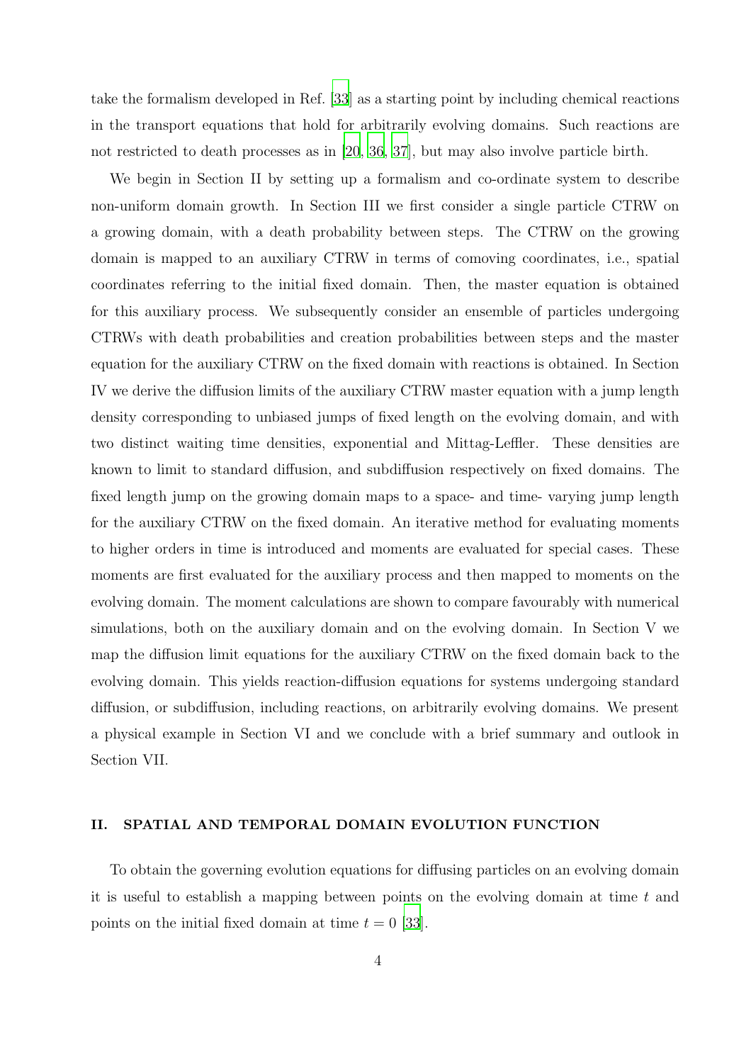take the formalism developed in Ref. [33] as a starting point by including chemical reactions in the transport equations that hold for arbitrarily evolving domains. Such reactions are not restricted to death processes as in [20, 36, 37], but may also involve particle birth.

We begin in Section II by setting up a formalism and co-ordinate system to describe non-uniform domain growth. In Section III we first consider a single particle CTRW on a growing domain, with a death probability between steps. The CTRW on the growing domain is mapped to an auxiliary CTRW in terms of comoving coordinates, i.e., spatial coordinates referring to the initial fixed domain. Then, the master equation is obtained for this auxiliary process. We subsequently consider an ensemble of particles undergoing CTRWs with death probabilities and creation probabilities between steps and the master equation for the auxiliary CTRW on the fixed domain with reactions is obtained. In Section IV we derive the diffusion limits of the auxiliary CTRW master equation with a jump length density corresponding to unbiased jumps of fixed length on the evolving domain, and with two distinct waiting time densities, exponential and Mittag-Leffler. These densities are known to limit to standard diffusion, and subdiffusion respectively on fixed domains. The fixed length jump on the growing domain maps to a space- and time- varying jump length for the auxiliary CTRW on the fixed domain. An iterative method for evaluating moments to higher orders in time is introduced and moments are evaluated for special cases. These moments are first evaluated for the auxiliary process and then mapped to moments on the evolving domain. The moment calculations are shown to compare favourably with numerical simulations, both on the auxiliary domain and on the evolving domain. In Section V we map the diffusion limit equations for the auxiliary CTRW on the fixed domain back to the evolving domain. This yields reaction-diffusion equations for systems undergoing standard diffusion, or subdiffusion, including reactions, on arbitrarily evolving domains. We present a physical example in Section VI and we conclude with a brief summary and outlook in Section VII.

## II. SPATIAL AND TEMPORAL DOMAIN EVOLUTION FUNCTION

To obtain the governing evolution equations for diffusing particles on an evolving domain it is useful to establish a mapping between points on the evolving domain at time $t$ and points on the initial fixed domain at time $t = 0$ [33].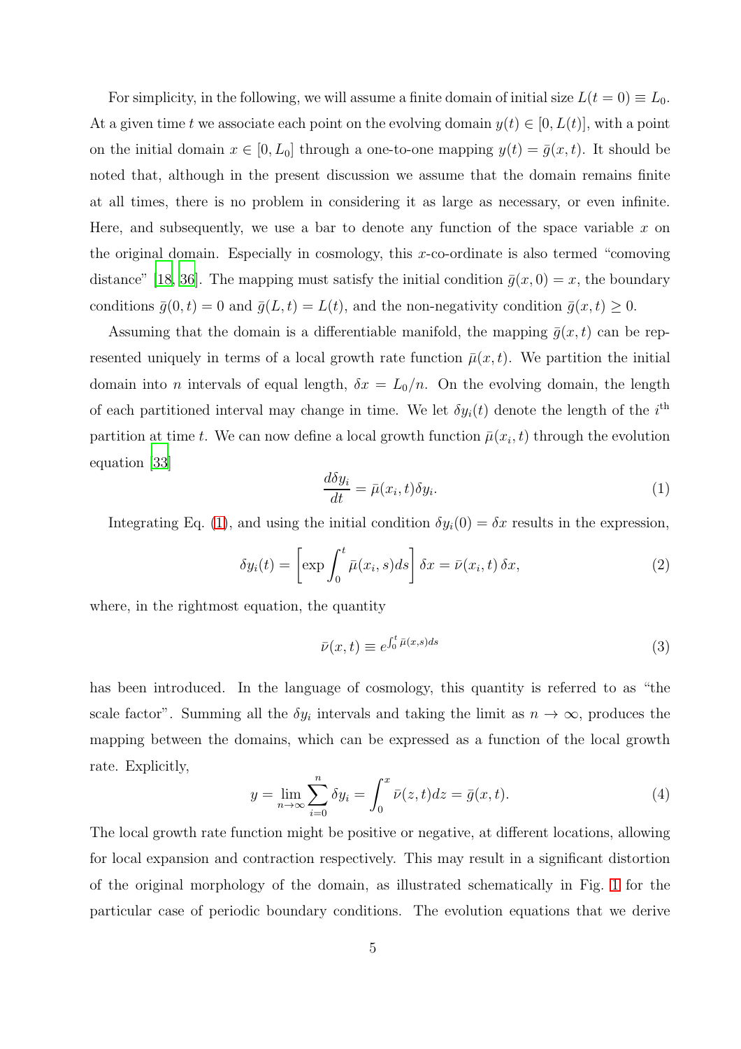For simplicity, in the following, we will assume a finite domain of initial size $L(t = 0) \equiv L_0$. At a given time $t$ we associate each point on the evolving domain $y(t) \in [0, L(t)]$, with a point on the initial domain $x \in [0, L_0]$ through a one-to-one mapping $y(t) = \bar{g}(x, t)$. It should be noted that, although in the present discussion we assume that the domain remains finite at all times, there is no problem in considering it as large as necessary, or even infinite. Here, and subsequently, we use a bar to denote any function of the space variable $x$ on the original domain. Especially in cosmology, this $x$-co-ordinate is also termed "comoving distance" [18, 36]. The mapping must satisfy the initial condition $\bar{g}(x, 0) = x$, the boundary conditions $\bar{g}(0, t) = 0$ and $\bar{g}(L, t) = L(t)$, and the non-negativity condition $\bar{g}(x, t) \geq 0$.

Assuming that the domain is a differentiable manifold, the mapping $\bar{g}(x, t)$ can be represented uniquely in terms of a local growth rate function $\bar{\mu}(x, t)$. We partition the initial domain into $n$ intervals of equal length, $\delta x = L_0/n$. On the evolving domain, the length of each partitioned interval may change in time. We let $\delta y_i(t)$ denote the length of the $i^{\text{th}}$ partition at time $t$. We can now define a local growth function $\bar{\mu}(x_i, t)$ through the evolution equation [33]

$$\frac{d\delta y_i}{dt} = \bar{\mu}(x_i, t)\delta y_i. \tag{1}$$

Integrating Eq. (1), and using the initial condition $\delta y_i(0) = \delta x$ results in the expression,

$$\delta y_i(t) = \left[\exp \int_0^t \bar{\mu}(x_i, s) ds\right] \delta x = \bar{\nu}(x_i, t)\, \delta x, \tag{2}$$

where, in the rightmost equation, the quantity

$$\bar{\nu}(x, t) \equiv e^{\int_0^t \bar{\mu}(x,s)ds} \tag{3}$$

has been introduced. In the language of cosmology, this quantity is referred to as "the scale factor". Summing all the $\delta y_i$ intervals and taking the limit as $n \to \infty$, produces the mapping between the domains, which can be expressed as a function of the local growth rate. Explicitly,

$$y = \lim_{n\to\infty} \sum_{i=0}^{n} \delta y_i = \int_0^x \bar{\nu}(z, t) dz = \bar{g}(x, t). \tag{4}$$

The local growth rate function might be positive or negative, at different locations, allowing for local expansion and contraction respectively. This may result in a significant distortion of the original morphology of the domain, as illustrated schematically in Fig. 1 for the particular case of periodic boundary conditions. The evolution equations that we derive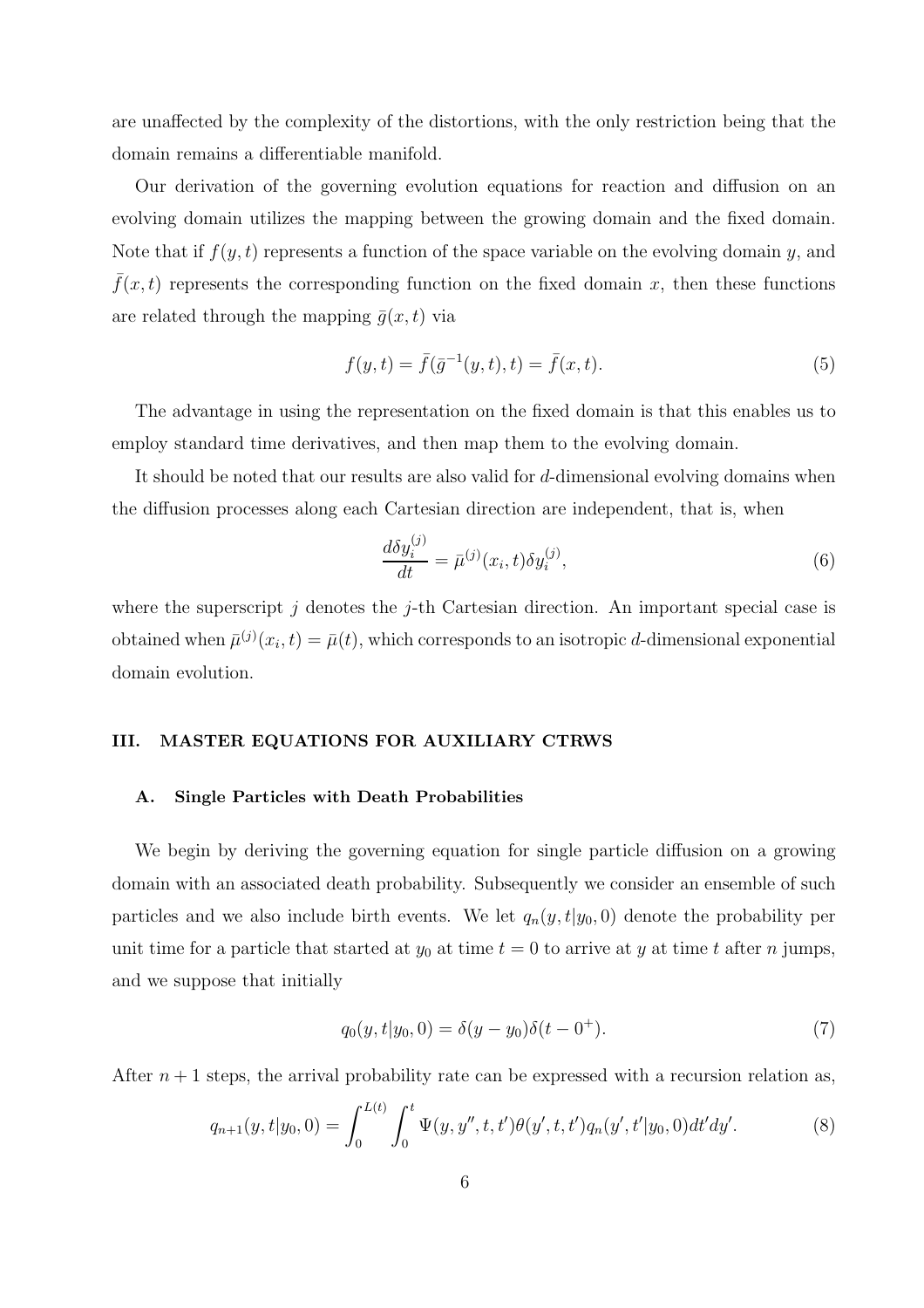are unaffected by the complexity of the distortions, with the only restriction being that the domain remains a differentiable manifold.

Our derivation of the governing evolution equations for reaction and diffusion on an evolving domain utilizes the mapping between the growing domain and the fixed domain. Note that if $f(y,t)$ represents a function of the space variable on the evolving domain $y$, and $\bar{f}(x,t)$ represents the corresponding function on the fixed domain $x$, then these functions are related through the mapping $\bar{g}(x,t)$ via

$$f(y,t) = \bar{f}(\bar{g}^{-1}(y,t),t) = \bar{f}(x,t). \tag{5}$$

The advantage in using the representation on the fixed domain is that this enables us to employ standard time derivatives, and then map them to the evolving domain.

It should be noted that our results are also valid for $d$-dimensional evolving domains when the diffusion processes along each Cartesian direction are independent, that is, when

$$\frac{d\delta y_i^{(j)}}{dt} = \bar{\mu}^{(j)}(x_i,t)\delta y_i^{(j)}, \tag{6}$$

where the superscript $j$ denotes the $j$-th Cartesian direction. An important special case is obtained when $\bar{\mu}^{(j)}(x_i,t) = \bar{\mu}(t)$, which corresponds to an isotropic $d$-dimensional exponential domain evolution.

## III. MASTER EQUATIONS FOR AUXILIARY CTRWS

### A. Single Particles with Death Probabilities

We begin by deriving the governing equation for single particle diffusion on a growing domain with an associated death probability. Subsequently we consider an ensemble of such particles and we also include birth events. We let $q_n(y,t|y_0,0)$ denote the probability per unit time for a particle that started at $y_0$ at time $t=0$ to arrive at $y$ at time $t$ after $n$ jumps, and we suppose that initially

$$q_0(y,t|y_0,0) = \delta(y-y_0)\delta(t-0^+). \tag{7}$$

After $n+1$ steps, the arrival probability rate can be expressed with a recursion relation as,

$$q_{n+1}(y,t|y_0,0) = \int_0^{L(t)} \int_0^t \Psi(y,y'',t,t')\theta(y',t,t')q_n(y',t'|y_0,0)dt'dy'. \tag{8}$$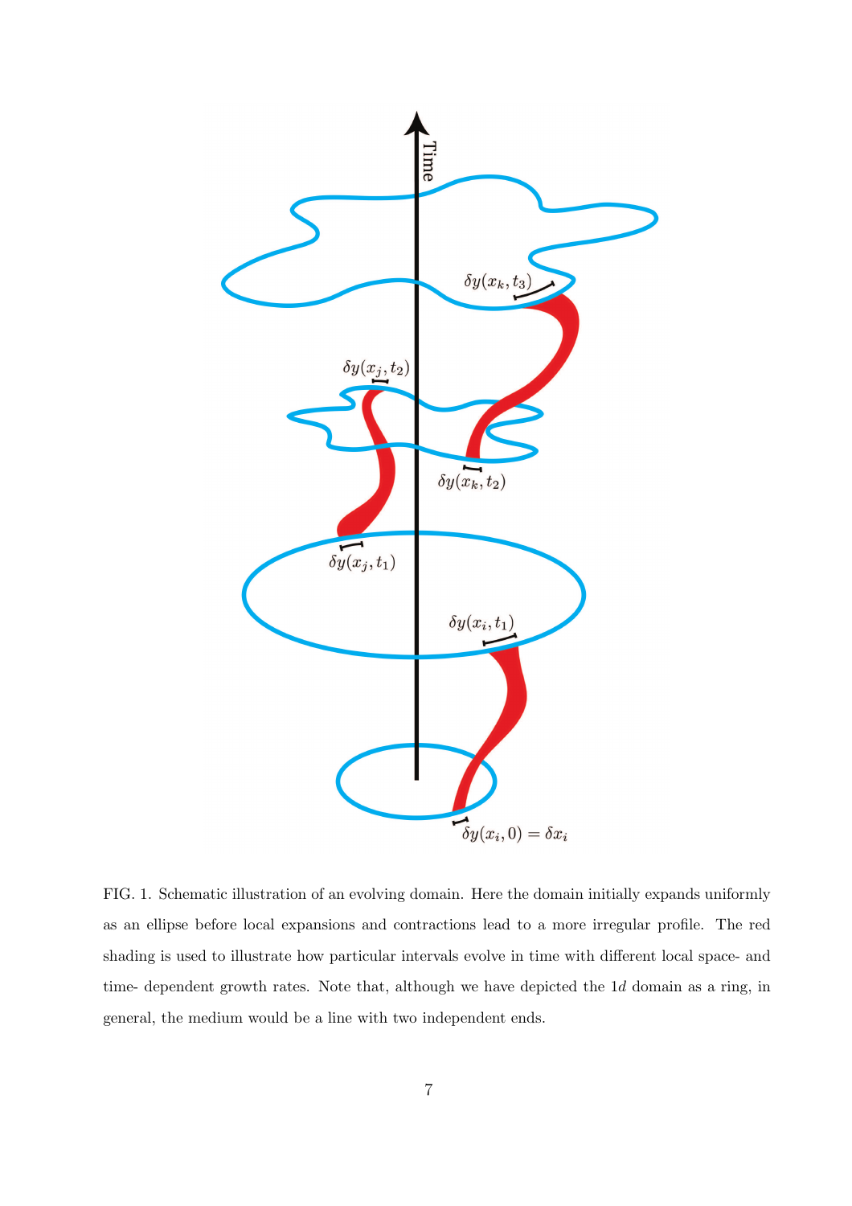FIG. 1. Schematic illustration of an evolving domain. Here the domain initially expands uniformly as an ellipse before local expansions and contractions lead to a more irregular profile. The red shading is used to illustrate how particular intervals evolve in time with different local space- and time- dependent growth rates. Note that, although we have depicted the $1d$ domain as a ring, in general, the medium would be a line with two independent ends.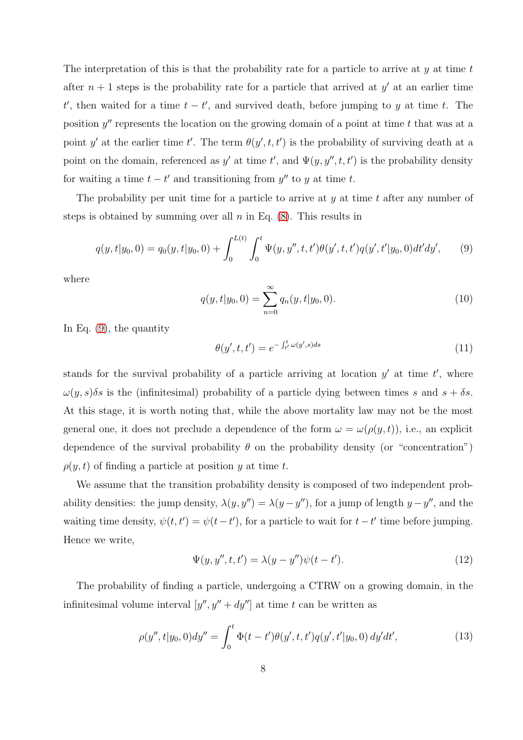The interpretation of this is that the probability rate for a particle to arrive at $y$ at time $t$ after $n+1$ steps is the probability rate for a particle that arrived at $y'$ at an earlier time $t'$, then waited for a time $t-t'$, and survived death, before jumping to $y$ at time $t$. The position $y''$ represents the location on the growing domain of a point at time $t$ that was at a point $y'$ at the earlier time $t'$. The term $\theta(y', t, t')$ is the probability of surviving death at a point on the domain, referenced as $y'$ at time $t'$, and $\Psi(y, y'', t, t')$ is the probability density for waiting a time $t-t'$ and transitioning from $y''$ to $y$ at time $t$.

The probability per unit time for a particle to arrive at $y$ at time $t$ after any number of steps is obtained by summing over all $n$ in Eq. (8). This results in

$$q(y, t|y_0, 0) = q_0(y, t|y_0, 0) + \int_0^{L(t)} \int_0^t \Psi(y, y'', t, t')\theta(y', t, t')q(y', t'|y_0, 0)dt'dy', \tag{9}$$

where

$$q(y, t|y_0, 0) = \sum_{n=0}^{\infty} q_n(y, t|y_0, 0). \tag{10}$$

In Eq. (9), the quantity

$$\theta(y', t, t') = e^{-\int_{t'}^{t} \omega(y', s)ds} \tag{11}$$

stands for the survival probability of a particle arriving at location $y'$ at time $t'$, where $\omega(y, s)\delta s$ is the (infinitesimal) probability of a particle dying between times $s$ and $s + \delta s$. At this stage, it is worth noting that, while the above mortality law may not be the most general one, it does not preclude a dependence of the form $\omega = \omega(\rho(y, t))$, i.e., an explicit dependence of the survival probability $\theta$ on the probability density (or "concentration") $\rho(y, t)$ of finding a particle at position $y$ at time $t$.

We assume that the transition probability density is composed of two independent probability densities: the jump density, $\lambda(y, y'') = \lambda(y - y'')$, for a jump of length $y - y''$, and the waiting time density, $\psi(t, t') = \psi(t - t')$, for a particle to wait for $t - t'$ time before jumping. Hence we write,

$$\Psi(y, y'', t, t') = \lambda(y - y'')\psi(t - t'). \tag{12}$$

The probability of finding a particle, undergoing a CTRW on a growing domain, in the infinitesimal volume interval $[y'', y'' + dy'']$ at time $t$ can be written as

$$\rho(y'', t|y_0, 0)dy'' = \int_0^t \Phi(t - t')\theta(y', t, t')q(y', t'|y_0, 0)\, dy'dt', \tag{13}$$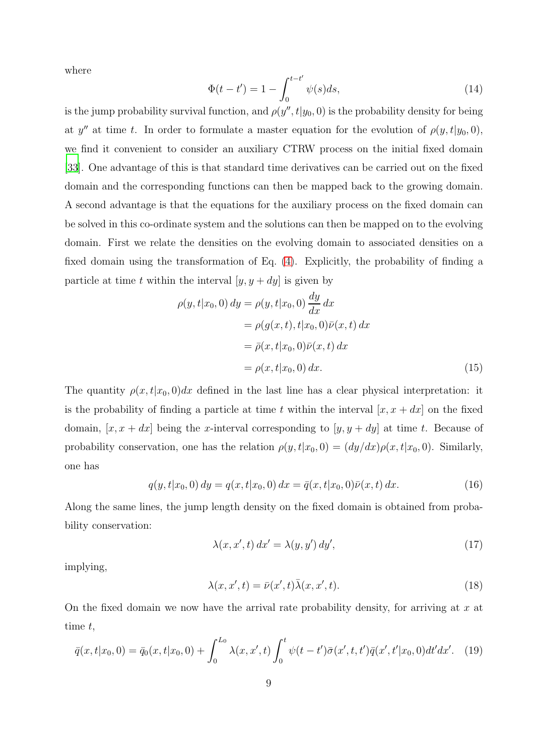where

$$\Phi(t-t') = 1 - \int_0^{t-t'} \psi(s)ds, \tag{14}$$

is the jump probability survival function, and $\rho(y'', t|y_0, 0)$ is the probability density for being at $y''$ at time $t$. In order to formulate a master equation for the evolution of $\rho(y, t|y_0, 0)$, we find it convenient to consider an auxiliary CTRW process on the initial fixed domain [33]. One advantage of this is that standard time derivatives can be carried out on the fixed domain and the corresponding functions can then be mapped back to the growing domain. A second advantage is that the equations for the auxiliary process on the fixed domain can be solved in this co-ordinate system and the solutions can then be mapped on to the evolving domain. First we relate the densities on the evolving domain to associated densities on a fixed domain using the transformation of Eq. (4). Explicitly, the probability of finding a particle at time $t$ within the interval $[y, y+dy]$ is given by

$$\begin{aligned}
\rho(y, t|x_0, 0)\, dy &= \rho(y, t|x_0, 0)\, \frac{dy}{dx}\, dx \\
&= \rho(g(x, t), t|x_0, 0)\bar{\nu}(x, t)\, dx \\
&= \bar{\rho}(x, t|x_0, 0)\bar{\nu}(x, t)\, dx \\
&= \rho(x, t|x_0, 0)\, dx.
\end{aligned} \tag{15}$$

The quantity $\rho(x, t|x_0, 0)dx$ defined in the last line has a clear physical interpretation: it is the probability of finding a particle at time $t$ within the interval $[x, x+dx]$ on the fixed domain, $[x, x+dx]$ being the $x$-interval corresponding to $[y, y+dy]$ at time $t$. Because of probability conservation, one has the relation $\rho(y, t|x_0, 0) = (dy/dx)\rho(x, t|x_0, 0)$. Similarly, one has

$$q(y, t|x_0, 0)\, dy = q(x, t|x_0, 0)\, dx = \bar{q}(x, t|x_0, 0)\bar{\nu}(x, t)\, dx. \tag{16}$$

Along the same lines, the jump length density on the fixed domain is obtained from probability conservation:

$$\lambda(x, x', t)\, dx' = \lambda(y, y')\, dy', \tag{17}$$

implying,

$$\lambda(x, x', t) = \bar{\nu}(x', t)\bar{\lambda}(x, x', t). \tag{18}$$

On the fixed domain we now have the arrival rate probability density, for arriving at $x$ at time $t$,

$$\bar{q}(x, t|x_0, 0) = \bar{q}_0(x, t|x_0, 0) + \int_0^{L_0} \lambda(x, x', t) \int_0^t \psi(t-t')\bar{\sigma}(x', t, t')\bar{q}(x', t'|x_0, 0)dt'dx'. \tag{19}$$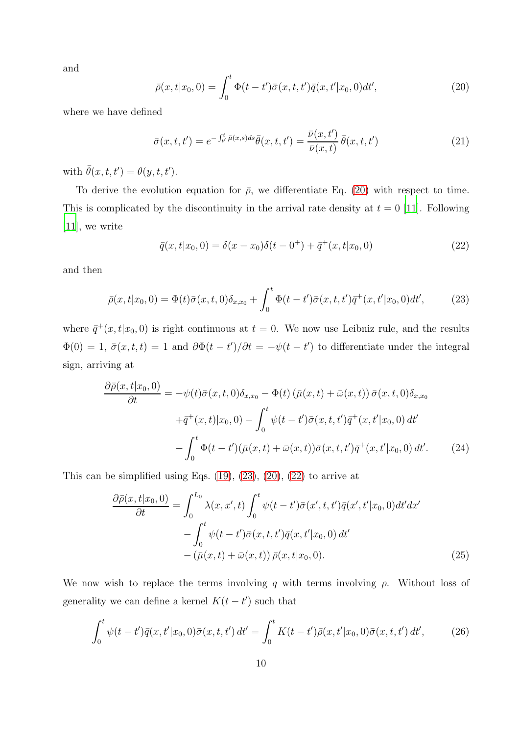and

$$
\bar{\rho}(x,t|x_0,0) = \int_0^t \Phi(t-t')\bar{\sigma}(x,t,t')\bar{q}(x,t'|x_0,0)dt', \tag{20}
$$

where we have defined

$$
\bar{\sigma}(x,t,t') = e^{-\int_{t'}^{t}\bar{\mu}(x,s)ds}\bar{\theta}(x,t,t') = \frac{\bar{\nu}(x,t')}{\bar{\nu}(x,t)}\,\bar{\theta}(x,t,t') \tag{21}
$$

with $\bar{\theta}(x,t,t') = \theta(y,t,t')$.

To derive the evolution equation for $\bar{\rho}$, we differentiate Eq. (20) with respect to time. This is complicated by the discontinuity in the arrival rate density at $t=0$ [11]. Following [11], we write

$$
\bar{q}(x,t|x_0,0) = \delta(x-x_0)\delta(t-0^+) + \bar{q}^+(x,t|x_0,0) \tag{22}
$$

and then

$$
\bar{\rho}(x,t|x_0,0) = \Phi(t)\bar{\sigma}(x,t,0)\delta_{x,x_0} + \int_0^t \Phi(t-t')\bar{\sigma}(x,t,t')\bar{q}^+(x,t'|x_0,0)dt', \tag{23}
$$

where $\bar{q}^+(x,t|x_0,0)$ is right continuous at $t=0$. We now use Leibniz rule, and the results $\Phi(0)=1$, $\bar{\sigma}(x,t,t)=1$ and $\partial\Phi(t-t')/\partial t = -\psi(t-t')$ to differentiate under the integral sign, arriving at

$$
\begin{aligned}
\frac{\partial\bar{\rho}(x,t|x_0,0)}{\partial t} = & -\psi(t)\bar{\sigma}(x,t,0)\delta_{x,x_0} - \Phi(t)\left(\bar{\mu}(x,t)+\bar{\omega}(x,t)\right)\bar{\sigma}(x,t,0)\delta_{x,x_0} \\
& + \bar{q}^+(x,t)|x_0,0) - \int_0^t \psi(t-t')\bar{\sigma}(x,t,t')\bar{q}^+(x,t'|x_0,0)\,dt' \\
& - \int_0^t \Phi(t-t')(\bar{\mu}(x,t)+\bar{\omega}(x,t))\bar{\sigma}(x,t,t')\bar{q}^+(x,t'|x_0,0)\,dt'.
\end{aligned} \tag{24}
$$

This can be simplified using Eqs. (19), (23), (20), (22) to arrive at

$$
\begin{aligned}
\frac{\partial\bar{\rho}(x,t|x_0,0)}{\partial t} = & \int_0^{L_0} \lambda(x,x',t)\int_0^t \psi(t-t')\bar{\sigma}(x',t,t')\bar{q}(x',t'|x_0,0)dt'dx' \\
& - \int_0^t \psi(t-t')\bar{\sigma}(x,t,t')\bar{q}(x,t'|x_0,0)\,dt' \\
& - \left(\bar{\mu}(x,t)+\bar{\omega}(x,t)\right)\bar{\rho}(x,t|x_0,0).
\end{aligned} \tag{25}
$$

We now wish to replace the terms involving $q$ with terms involving $\rho$. Without loss of generality we can define a kernel $K(t-t')$ such that

$$
\int_0^t \psi(t-t')\bar{q}(x,t'|x_0,0)\bar{\sigma}(x,t,t')\,dt' = \int_0^t K(t-t')\bar{\rho}(x,t'|x_0,0)\bar{\sigma}(x,t,t')\,dt', \tag{26}
$$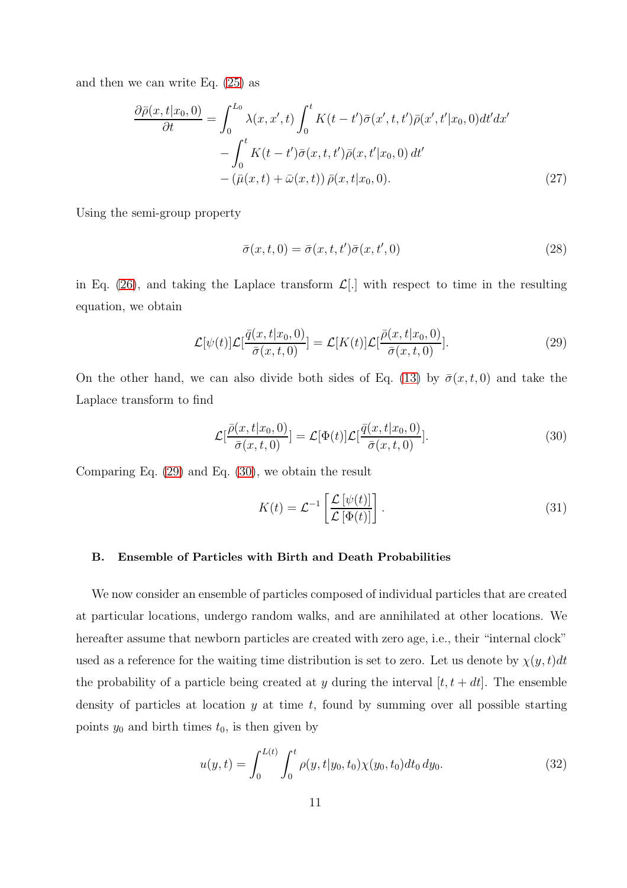and then we can write Eq. (25) as

$$\frac{\partial \bar{\rho}(x,t|x_0,0)}{\partial t} = \int_0^{L_0} \lambda(x,x',t) \int_0^t K(t-t')\bar{\sigma}(x',t,t')\bar{\rho}(x',t'|x_0,0)dt'dx' \\ - \int_0^t K(t-t')\bar{\sigma}(x,t,t')\bar{\rho}(x,t'|x_0,0)\,dt' \\ - (\bar{\mu}(x,t) + \bar{\omega}(x,t))\,\bar{\rho}(x,t|x_0,0). \tag{27}$$

Using the semi-group property

$$\bar{\sigma}(x,t,0) = \bar{\sigma}(x,t,t')\bar{\sigma}(x,t',0) \tag{28}$$

in Eq. (26), and taking the Laplace transform $\mathcal{L}[.]$ with respect to time in the resulting equation, we obtain

$$\mathcal{L}[\psi(t)]\mathcal{L}[\frac{\bar{q}(x,t|x_0,0)}{\bar{\sigma}(x,t,0)}] = \mathcal{L}[K(t)]\mathcal{L}[\frac{\bar{\rho}(x,t|x_0,0)}{\bar{\sigma}(x,t,0)}]. \tag{29}$$

On the other hand, we can also divide both sides of Eq. (13) by $\bar{\sigma}(x,t,0)$ and take the Laplace transform to find

$$\mathcal{L}[\frac{\bar{\rho}(x,t|x_0,0)}{\bar{\sigma}(x,t,0)}] = \mathcal{L}[\Phi(t)]\mathcal{L}[\frac{\bar{q}(x,t|x_0,0)}{\bar{\sigma}(x,t,0)}]. \tag{30}$$

Comparing Eq. (29) and Eq. (30), we obtain the result

$$K(t) = \mathcal{L}^{-1}\left[\frac{\mathcal{L}\left[\psi(t)\right]}{\mathcal{L}\left[\Phi(t)\right]}\right]. \tag{31}$$

### B. Ensemble of Particles with Birth and Death Probabilities

We now consider an ensemble of particles composed of individual particles that are created at particular locations, undergo random walks, and are annihilated at other locations. We hereafter assume that newborn particles are created with zero age, i.e., their "internal clock" used as a reference for the waiting time distribution is set to zero. Let us denote by $\chi(y,t)dt$ the probability of a particle being created at $y$ during the interval $[t, t+dt]$. The ensemble density of particles at location $y$ at time $t$, found by summing over all possible starting points $y_0$ and birth times $t_0$, is then given by

$$u(y,t) = \int_0^{L(t)} \int_0^t \rho(y,t|y_0,t_0)\chi(y_0,t_0)dt_0\,dy_0. \tag{32}$$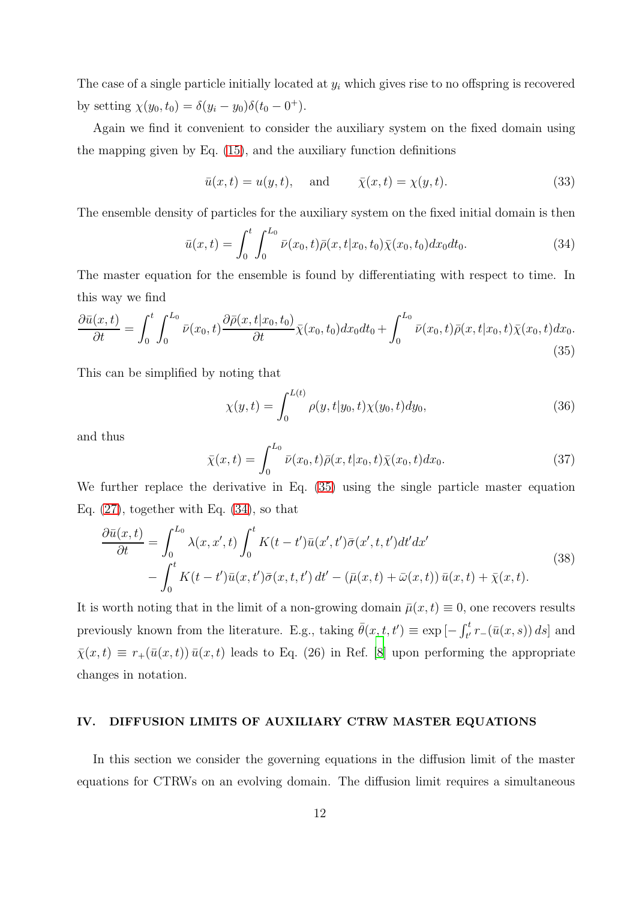The case of a single particle initially located at $y_i$ which gives rise to no offspring is recovered by setting $\chi(y_0, t_0) = \delta(y_i - y_0)\delta(t_0 - 0^+)$.

Again we find it convenient to consider the auxiliary system on the fixed domain using the mapping given by Eq. (15), and the auxiliary function definitions

$$\bar{u}(x,t) = u(y,t), \quad \text{and} \qquad \bar{\chi}(x,t) = \chi(y,t). \tag{33}$$

The ensemble density of particles for the auxiliary system on the fixed initial domain is then

$$\bar{u}(x,t) = \int_0^t \int_0^{L_0} \bar{\nu}(x_0,t)\bar{\rho}(x,t|x_0,t_0)\bar{\chi}(x_0,t_0)dx_0 dt_0. \tag{34}$$

The master equation for the ensemble is found by differentiating with respect to time. In this way we find

$$\frac{\partial \bar{u}(x,t)}{\partial t} = \int_0^t \int_0^{L_0} \bar{\nu}(x_0,t)\frac{\partial \bar{\rho}(x,t|x_0,t_0)}{\partial t}\bar{\chi}(x_0,t_0)dx_0 dt_0 + \int_0^{L_0} \bar{\nu}(x_0,t)\bar{\rho}(x,t|x_0,t)\bar{\chi}(x_0,t)dx_0. \tag{35}$$

This can be simplified by noting that

$$\chi(y,t) = \int_0^{L(t)} \rho(y,t|y_0,t)\chi(y_0,t)dy_0, \tag{36}$$

and thus

$$\bar{\chi}(x,t) = \int_0^{L_0} \bar{\nu}(x_0,t)\bar{\rho}(x,t|x_0,t)\bar{\chi}(x_0,t)dx_0. \tag{37}$$

We further replace the derivative in Eq. (35) using the single particle master equation Eq. (27), together with Eq. (34), so that

$$\begin{aligned}\frac{\partial \bar{u}(x,t)}{\partial t} = &\int_0^{L_0} \lambda(x,x',t)\int_0^t K(t-t')\bar{u}(x',t')\bar{\sigma}(x',t,t')dt'dx' \\ &- \int_0^t K(t-t')\bar{u}(x,t')\bar{\sigma}(x,t,t')\,dt' - \left(\bar{\mu}(x,t) + \bar{\omega}(x,t)\right)\bar{u}(x,t) + \bar{\chi}(x,t).\end{aligned} \tag{38}$$

It is worth noting that in the limit of a non-growing domain $\bar{\mu}(x,t) \equiv 0$, one recovers results previously known from the literature. E.g., taking $\bar{\theta}(x,t,t') \equiv \exp\left[-\int_{t'}^t r_-(\bar{u}(x,s))\,ds\right]$ and $\bar{\chi}(x,t) \equiv r_+(\bar{u}(x,t))\,\bar{u}(x,t)$ leads to Eq. (26) in Ref. [8] upon performing the appropriate changes in notation.

## IV. DIFFUSION LIMITS OF AUXILIARY CTRW MASTER EQUATIONS

In this section we consider the governing equations in the diffusion limit of the master equations for CTRWs on an evolving domain. The diffusion limit requires a simultaneous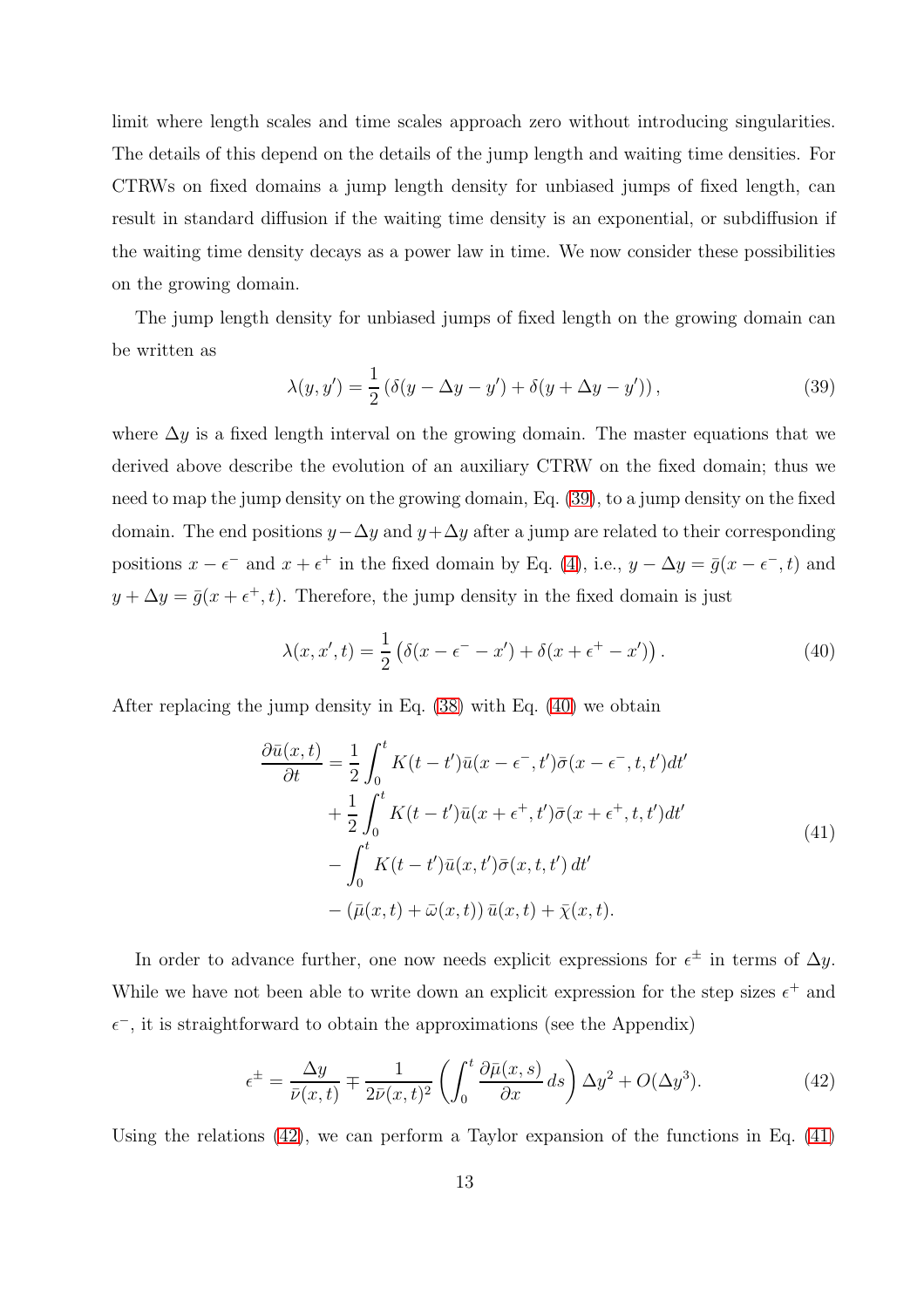limit where length scales and time scales approach zero without introducing singularities. The details of this depend on the details of the jump length and waiting time densities. For CTRWs on fixed domains a jump length density for unbiased jumps of fixed length, can result in standard diffusion if the waiting time density is an exponential, or subdiffusion if the waiting time density decays as a power law in time. We now consider these possibilities on the growing domain.

The jump length density for unbiased jumps of fixed length on the growing domain can be written as

$$\lambda(y, y') = \frac{1}{2}\left(\delta(y - \Delta y - y') + \delta(y + \Delta y - y')\right), \tag{39}$$

where $\Delta y$ is a fixed length interval on the growing domain. The master equations that we derived above describe the evolution of an auxiliary CTRW on the fixed domain; thus we need to map the jump density on the growing domain, Eq. (39), to a jump density on the fixed domain. The end positions $y - \Delta y$ and $y + \Delta y$ after a jump are related to their corresponding positions $x - \epsilon^-$ and $x + \epsilon^+$ in the fixed domain by Eq. (4), i.e., $y - \Delta y = \bar{g}(x - \epsilon^-, t)$ and $y + \Delta y = \bar{g}(x + \epsilon^+, t)$. Therefore, the jump density in the fixed domain is just

$$\lambda(x, x', t) = \frac{1}{2}\left(\delta(x - \epsilon^- - x') + \delta(x + \epsilon^+ - x')\right). \tag{40}$$

After replacing the jump density in Eq. (38) with Eq. (40) we obtain

$$\begin{aligned}
\frac{\partial \bar{u}(x,t)}{\partial t} = &\frac{1}{2}\int_0^t K(t-t')\bar{u}(x-\epsilon^-, t')\bar{\sigma}(x-\epsilon^-, t, t')dt' \\
&+ \frac{1}{2}\int_0^t K(t-t')\bar{u}(x+\epsilon^+, t')\bar{\sigma}(x+\epsilon^+, t, t')dt' \\
&- \int_0^t K(t-t')\bar{u}(x, t')\bar{\sigma}(x, t, t')\, dt' \\
&- \left(\bar{\mu}(x,t) + \bar{\omega}(x,t)\right)\bar{u}(x,t) + \bar{\chi}(x,t).
\end{aligned} \tag{41}$$

In order to advance further, one now needs explicit expressions for $\epsilon^{\pm}$ in terms of $\Delta y$. While we have not been able to write down an explicit expression for the step sizes $\epsilon^+$ and $\epsilon^-$, it is straightforward to obtain the approximations (see the Appendix)

$$\epsilon^{\pm} = \frac{\Delta y}{\bar{\nu}(x,t)} \mp \frac{1}{2\bar{\nu}(x,t)^2}\left(\int_0^t \frac{\partial \bar{\mu}(x,s)}{\partial x}\, ds\right)\Delta y^2 + O(\Delta y^3). \tag{42}$$

Using the relations (42), we can perform a Taylor expansion of the functions in Eq. (41)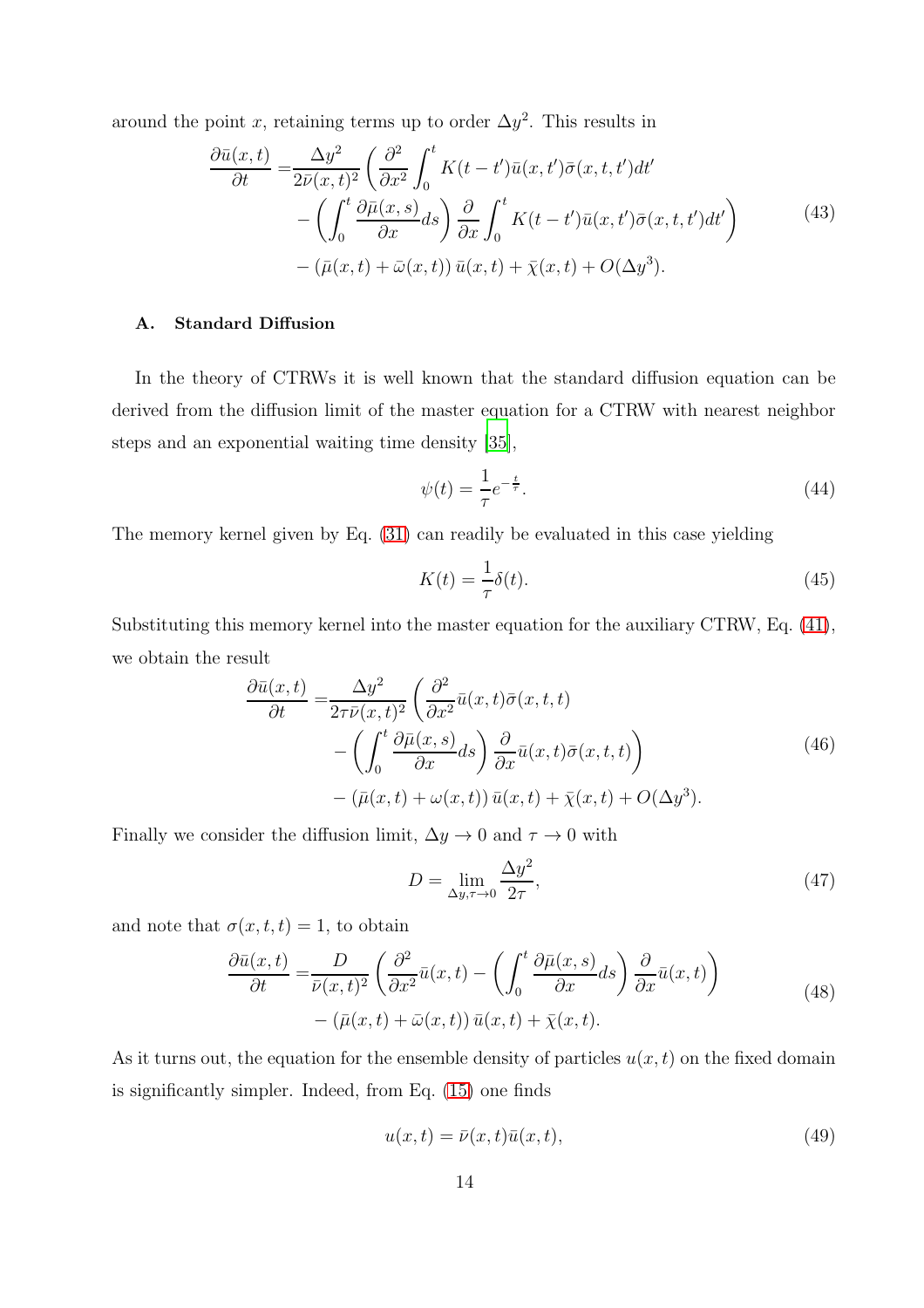around the point $x$, retaining terms up to order $\Delta y^2$. This results in

$$
\begin{aligned}
\frac{\partial \bar{u}(x,t)}{\partial t} =& \frac{\Delta y^2}{2\bar{\nu}(x,t)^2} \left( \frac{\partial^2}{\partial x^2} \int_0^t K(t-t')\bar{u}(x,t')\bar{\sigma}(x,t,t')dt' \right. \\
& \left. - \left( \int_0^t \frac{\partial \bar{\mu}(x,s)}{\partial x} ds \right) \frac{\partial}{\partial x} \int_0^t K(t-t')\bar{u}(x,t')\bar{\sigma}(x,t,t')dt' \right) \\
& - \left( \bar{\mu}(x,t) + \bar{\omega}(x,t) \right) \bar{u}(x,t) + \bar{\chi}(x,t) + O(\Delta y^3).
\end{aligned}
\tag{43}
$$

### A. Standard Diffusion

In the theory of CTRWs it is well known that the standard diffusion equation can be derived from the diffusion limit of the master equation for a CTRW with nearest neighbor steps and an exponential waiting time density [35],

$$
\psi(t) = \frac{1}{\tau} e^{-\frac{t}{\tau}}. \tag{44}
$$

The memory kernel given by Eq. (31) can readily be evaluated in this case yielding

$$
K(t) = \frac{1}{\tau} \delta(t). \tag{45}
$$

Substituting this memory kernel into the master equation for the auxiliary CTRW, Eq. (41), we obtain the result

$$
\begin{aligned}
\frac{\partial \bar{u}(x,t)}{\partial t} =& \frac{\Delta y^2}{2\tau\bar{\nu}(x,t)^2} \left( \frac{\partial^2}{\partial x^2} \bar{u}(x,t)\bar{\sigma}(x,t,t) \right. \\
& \left. - \left( \int_0^t \frac{\partial \bar{\mu}(x,s)}{\partial x} ds \right) \frac{\partial}{\partial x} \bar{u}(x,t)\bar{\sigma}(x,t,t) \right) \\
& - \left( \bar{\mu}(x,t) + \omega(x,t) \right) \bar{u}(x,t) + \bar{\chi}(x,t) + O(\Delta y^3).
\end{aligned}
\tag{46}
$$

Finally we consider the diffusion limit, $\Delta y \to 0$ and $\tau \to 0$ with

$$
D = \lim_{\Delta y, \tau \to 0} \frac{\Delta y^2}{2\tau}, \tag{47}
$$

and note that $\sigma(x,t,t) = 1$, to obtain

$$
\begin{aligned}
\frac{\partial \bar{u}(x,t)}{\partial t} =& \frac{D}{\bar{\nu}(x,t)^2} \left( \frac{\partial^2}{\partial x^2} \bar{u}(x,t) - \left( \int_0^t \frac{\partial \bar{\mu}(x,s)}{\partial x} ds \right) \frac{\partial}{\partial x} \bar{u}(x,t) \right) \\
& - \left( \bar{\mu}(x,t) + \bar{\omega}(x,t) \right) \bar{u}(x,t) + \bar{\chi}(x,t).
\end{aligned}
\tag{48}
$$

As it turns out, the equation for the ensemble density of particles $u(x,t)$ on the fixed domain is significantly simpler. Indeed, from Eq. (15) one finds

$$
u(x,t) = \bar{\nu}(x,t)\bar{u}(x,t), \tag{49}
$$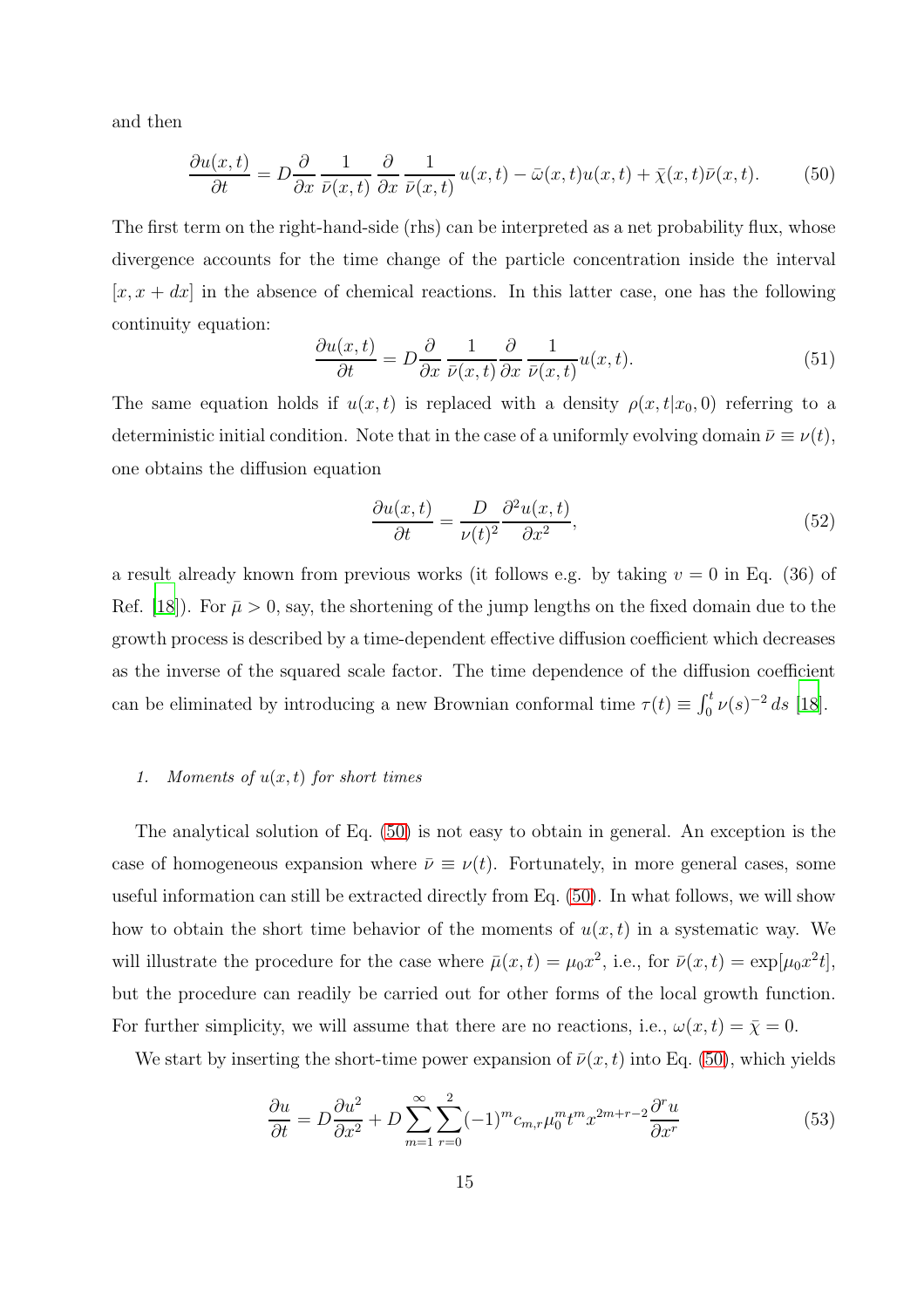and then

$$\frac{\partial u(x,t)}{\partial t} = D\frac{\partial}{\partial x}\,\frac{1}{\bar{\nu}(x,t)}\,\frac{\partial}{\partial x}\,\frac{1}{\bar{\nu}(x,t)}\,u(x,t) - \bar{\omega}(x,t)u(x,t) + \bar{\chi}(x,t)\bar{\nu}(x,t). \tag{50}$$

The first term on the right-hand-side (rhs) can be interpreted as a net probability flux, whose divergence accounts for the time change of the particle concentration inside the interval $[x, x+dx]$ in the absence of chemical reactions. In this latter case, one has the following continuity equation:

$$\frac{\partial u(x,t)}{\partial t} = D\frac{\partial}{\partial x}\,\frac{1}{\bar{\nu}(x,t)}\frac{\partial}{\partial x}\,\frac{1}{\bar{\nu}(x,t)}u(x,t). \tag{51}$$

The same equation holds if $u(x,t)$ is replaced with a density $\rho(x,t|x_0,0)$ referring to a deterministic initial condition. Note that in the case of a uniformly evolving domain $\bar{\nu} \equiv \nu(t)$, one obtains the diffusion equation

$$\frac{\partial u(x,t)}{\partial t} = \frac{D}{\nu(t)^2}\frac{\partial^2 u(x,t)}{\partial x^2}, \tag{52}$$

a result already known from previous works (it follows e.g. by taking $v=0$ in Eq. (36) of Ref. [18]). For $\bar{\mu} > 0$, say, the shortening of the jump lengths on the fixed domain due to the growth process is described by a time-dependent effective diffusion coefficient which decreases as the inverse of the squared scale factor. The time dependence of the diffusion coefficient can be eliminated by introducing a new Brownian conformal time $\tau(t) \equiv \int_0^t \nu(s)^{-2}\, ds$ [18].

#### 1. *Moments of $u(x,t)$ for short times*

The analytical solution of Eq. (50) is not easy to obtain in general. An exception is the case of homogeneous expansion where $\bar{\nu} \equiv \nu(t)$. Fortunately, in more general cases, some useful information can still be extracted directly from Eq. (50). In what follows, we will show how to obtain the short time behavior of the moments of $u(x,t)$ in a systematic way. We will illustrate the procedure for the case where $\bar{\mu}(x,t) = \mu_0 x^2$, i.e., for $\bar{\nu}(x,t) = \exp[\mu_0 x^2 t]$, but the procedure can readily be carried out for other forms of the local growth function. For further simplicity, we will assume that there are no reactions, i.e., $\omega(x,t) = \bar{\chi} = 0$.

We start by inserting the short-time power expansion of $\bar{\nu}(x,t)$ into Eq. (50), which yields

$$\frac{\partial u}{\partial t} = D\frac{\partial u^2}{\partial x^2} + D\sum_{m=1}^{\infty}\sum_{r=0}^{2}(-1)^m c_{m,r}\mu_0^m t^m x^{2m+r-2}\frac{\partial^r u}{\partial x^r} \tag{53}$$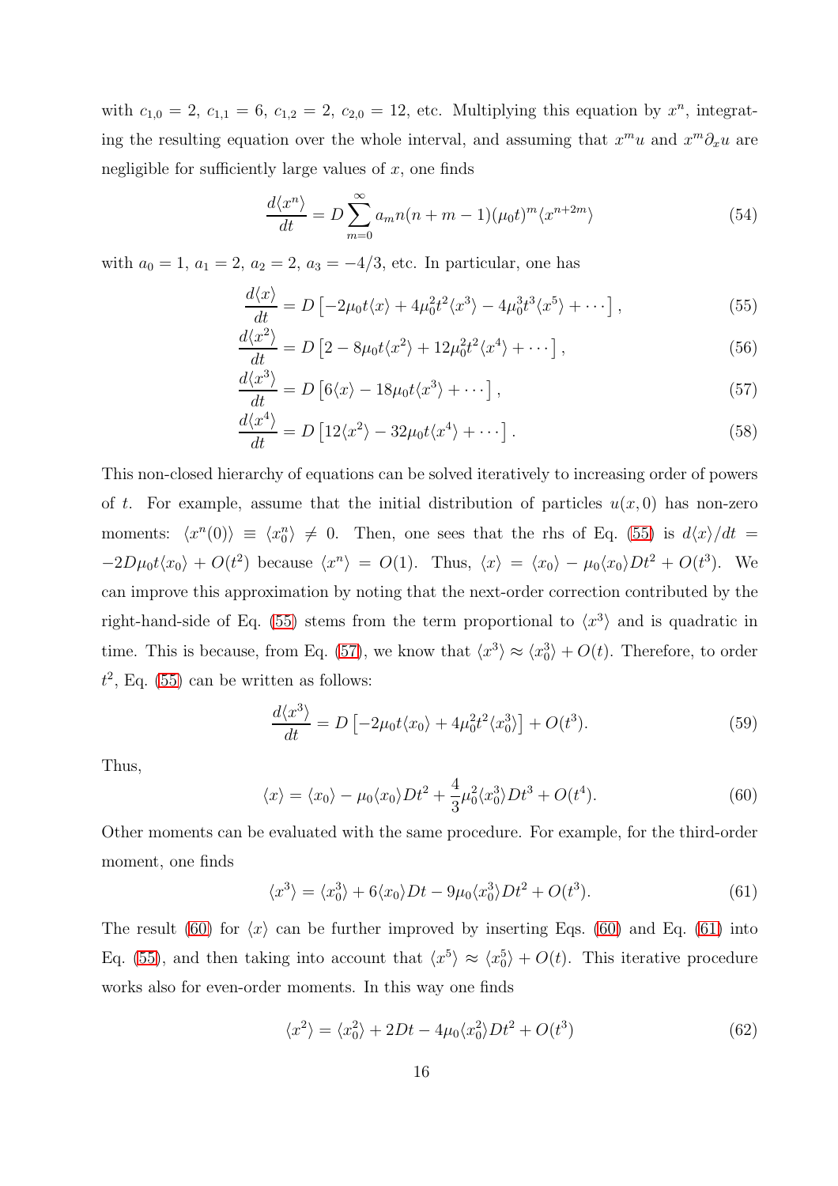with $c_{1,0} = 2$, $c_{1,1} = 6$, $c_{1,2} = 2$, $c_{2,0} = 12$, etc. Multiplying this equation by $x^n$, integrating the resulting equation over the whole interval, and assuming that $x^m u$ and $x^m \partial_x u$ are negligible for sufficiently large values of $x$, one finds

$$\frac{d\langle x^n \rangle}{dt} = D \sum_{m=0}^{\infty} a_m n(n+m-1)(\mu_0 t)^m \langle x^{n+2m} \rangle \tag{54}$$

with $a_0 = 1$, $a_1 = 2$, $a_2 = 2$, $a_3 = -4/3$, etc. In particular, one has

$$\frac{d\langle x \rangle}{dt} = D \left[ -2\mu_0 t \langle x \rangle + 4\mu_0^2 t^2 \langle x^3 \rangle - 4\mu_0^3 t^3 \langle x^5 \rangle + \cdots \right], \tag{55}$$

$$\frac{d\langle x^2 \rangle}{dt} = D \left[ 2 - 8\mu_0 t \langle x^2 \rangle + 12\mu_0^2 t^2 \langle x^4 \rangle + \cdots \right], \tag{56}$$

$$\frac{d\langle x^3 \rangle}{dt} = D \left[ 6\langle x \rangle - 18\mu_0 t \langle x^3 \rangle + \cdots \right], \tag{57}$$

$$\frac{d\langle x^4 \rangle}{dt} = D \left[ 12\langle x^2 \rangle - 32\mu_0 t \langle x^4 \rangle + \cdots \right]. \tag{58}$$

This non-closed hierarchy of equations can be solved iteratively to increasing order of powers of $t$. For example, assume that the initial distribution of particles $u(x,0)$ has non-zero moments: $\langle x^n(0) \rangle \equiv \langle x_0^n \rangle \neq 0$. Then, one sees that the rhs of Eq. (55) is $d\langle x \rangle/dt = -2D\mu_0 t \langle x_0 \rangle + O(t^2)$ because $\langle x^n \rangle = O(1)$. Thus, $\langle x \rangle = \langle x_0 \rangle - \mu_0 \langle x_0 \rangle D t^2 + O(t^3)$. We can improve this approximation by noting that the next-order correction contributed by the right-hand-side of Eq. (55) stems from the term proportional to $\langle x^3 \rangle$ and is quadratic in time. This is because, from Eq. (57), we know that $\langle x^3 \rangle \approx \langle x_0^3 \rangle + O(t)$. Therefore, to order $t^2$, Eq. (55) can be written as follows:

$$\frac{d\langle x^3 \rangle}{dt} = D \left[ -2\mu_0 t \langle x_0 \rangle + 4\mu_0^2 t^2 \langle x_0^3 \rangle \right] + O(t^3). \tag{59}$$

Thus,

$$\langle x \rangle = \langle x_0 \rangle - \mu_0 \langle x_0 \rangle D t^2 + \frac{4}{3}\mu_0^2 \langle x_0^3 \rangle D t^3 + O(t^4). \tag{60}$$

Other moments can be evaluated with the same procedure. For example, for the third-order moment, one finds

$$\langle x^3 \rangle = \langle x_0^3 \rangle + 6\langle x_0 \rangle D t - 9\mu_0 \langle x_0^3 \rangle D t^2 + O(t^3). \tag{61}$$

The result (60) for $\langle x \rangle$ can be further improved by inserting Eqs. (60) and Eq. (61) into Eq. (55), and then taking into account that $\langle x^5 \rangle \approx \langle x_0^5 \rangle + O(t)$. This iterative procedure works also for even-order moments. In this way one finds

$$\langle x^2 \rangle = \langle x_0^2 \rangle + 2Dt - 4\mu_0 \langle x_0^2 \rangle D t^2 + O(t^3) \tag{62}$$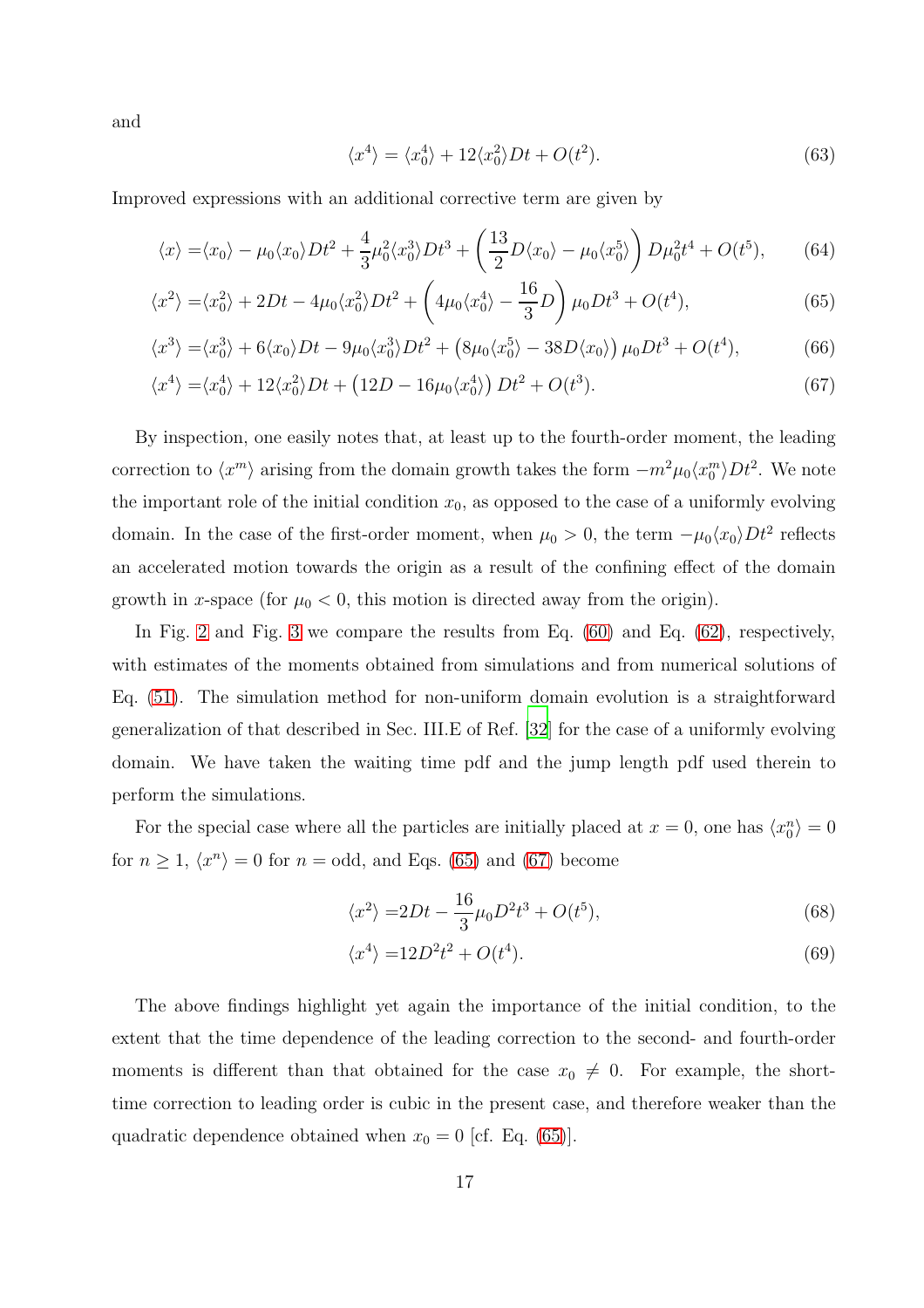and

$$
\langle x^4 \rangle = \langle x_0^4 \rangle + 12\langle x_0^2 \rangle Dt + O(t^2). \tag{63}
$$

Improved expressions with an additional corrective term are given by

$$
\langle x \rangle = \langle x_0 \rangle - \mu_0 \langle x_0 \rangle Dt^2 + \frac{4}{3}\mu_0^2 \langle x_0^3 \rangle Dt^3 + \left( \frac{13}{2} D \langle x_0 \rangle - \mu_0 \langle x_0^5 \rangle \right) D\mu_0^2 t^4 + O(t^5), \tag{64}
$$

$$
\langle x^2 \rangle = \langle x_0^2 \rangle + 2Dt - 4\mu_0 \langle x_0^2 \rangle Dt^2 + \left( 4\mu_0 \langle x_0^4 \rangle - \frac{16}{3} D \right) \mu_0 Dt^3 + O(t^4), \tag{65}
$$

$$
\langle x^3 \rangle = \langle x_0^3 \rangle + 6\langle x_0 \rangle Dt - 9\mu_0 \langle x_0^3 \rangle Dt^2 + \left( 8\mu_0 \langle x_0^5 \rangle - 38D\langle x_0 \rangle \right) \mu_0 Dt^3 + O(t^4), \tag{66}
$$

$$
\langle x^4 \rangle = \langle x_0^4 \rangle + 12\langle x_0^2 \rangle Dt + \left( 12D - 16\mu_0 \langle x_0^4 \rangle \right) Dt^2 + O(t^3). \tag{67}
$$

By inspection, one easily notes that, at least up to the fourth-order moment, the leading correction to $\langle x^m \rangle$ arising from the domain growth takes the form $-m^2 \mu_0 \langle x_0^m \rangle Dt^2$. We note the important role of the initial condition $x_0$, as opposed to the case of a uniformly evolving domain. In the case of the first-order moment, when $\mu_0 > 0$, the term $-\mu_0 \langle x_0 \rangle Dt^2$ reflects an accelerated motion towards the origin as a result of the confining effect of the domain growth in $x$-space (for $\mu_0 < 0$, this motion is directed away from the origin).

In Fig. 2 and Fig. 3 we compare the results from Eq. (60) and Eq. (62), respectively, with estimates of the moments obtained from simulations and from numerical solutions of Eq. (51). The simulation method for non-uniform domain evolution is a straightforward generalization of that described in Sec. III.E of Ref. [32] for the case of a uniformly evolving domain. We have taken the waiting time pdf and the jump length pdf used therein to perform the simulations.

For the special case where all the particles are initially placed at $x = 0$, one has $\langle x_0^n \rangle = 0$ for $n \geq 1$, $\langle x^n \rangle = 0$ for $n =$ odd, and Eqs. (65) and (67) become

$$
\langle x^2 \rangle = 2Dt - \frac{16}{3}\mu_0 D^2 t^3 + O(t^5), \tag{68}
$$

$$
\langle x^4 \rangle = 12D^2 t^2 + O(t^4). \tag{69}
$$

The above findings highlight yet again the importance of the initial condition, to the extent that the time dependence of the leading correction to the second- and fourth-order moments is different than that obtained for the case $x_0 \neq 0$. For example, the short-time correction to leading order is cubic in the present case, and therefore weaker than the quadratic dependence obtained when $x_0 = 0$ [cf. Eq. (65)].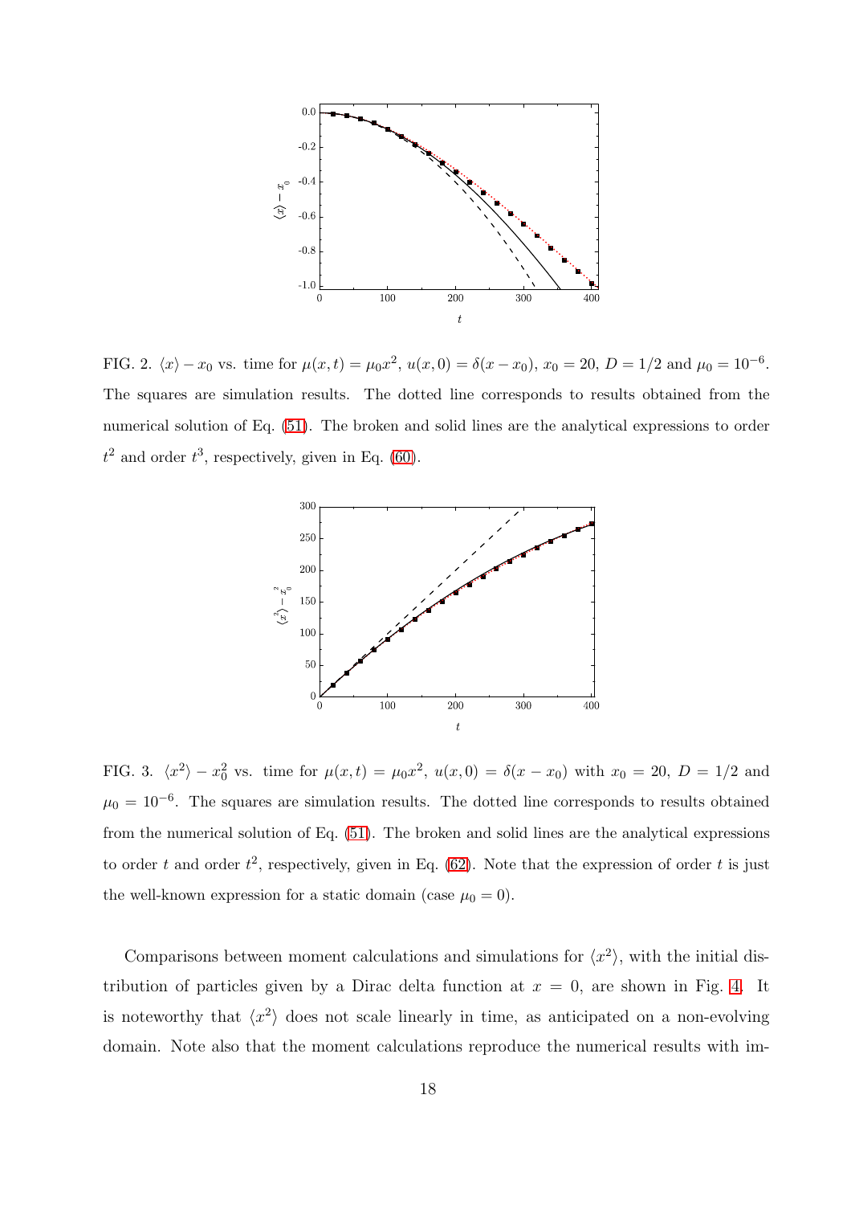FIG. 2. $\langle x\rangle - x_0$ vs. time for $\mu(x,t) = \mu_0 x^2$, $u(x,0) = \delta(x - x_0)$, $x_0 = 20$, $D = 1/2$ and $\mu_0 = 10^{-6}$. The squares are simulation results. The dotted line corresponds to results obtained from the numerical solution of Eq. (51). The broken and solid lines are the analytical expressions to order $t^2$ and order $t^3$, respectively, given in Eq. (60).

FIG. 3. $\langle x^2\rangle - x_0^2$ vs. time for $\mu(x,t) = \mu_0 x^2$, $u(x,0) = \delta(x - x_0)$ with $x_0 = 20$, $D = 1/2$ and $\mu_0 = 10^{-6}$. The squares are simulation results. The dotted line corresponds to results obtained from the numerical solution of Eq. (51). The broken and solid lines are the analytical expressions to order $t$ and order $t^2$, respectively, given in Eq. (62). Note that the expression of order $t$ is just the well-known expression for a static domain (case $\mu_0 = 0$).

Comparisons between moment calculations and simulations for $\langle x^2\rangle$, with the initial distribution of particles given by a Dirac delta function at $x = 0$, are shown in Fig. 4. It is noteworthy that $\langle x^2\rangle$ does not scale linearly in time, as anticipated on a non-evolving domain. Note also that the moment calculations reproduce the numerical results with im-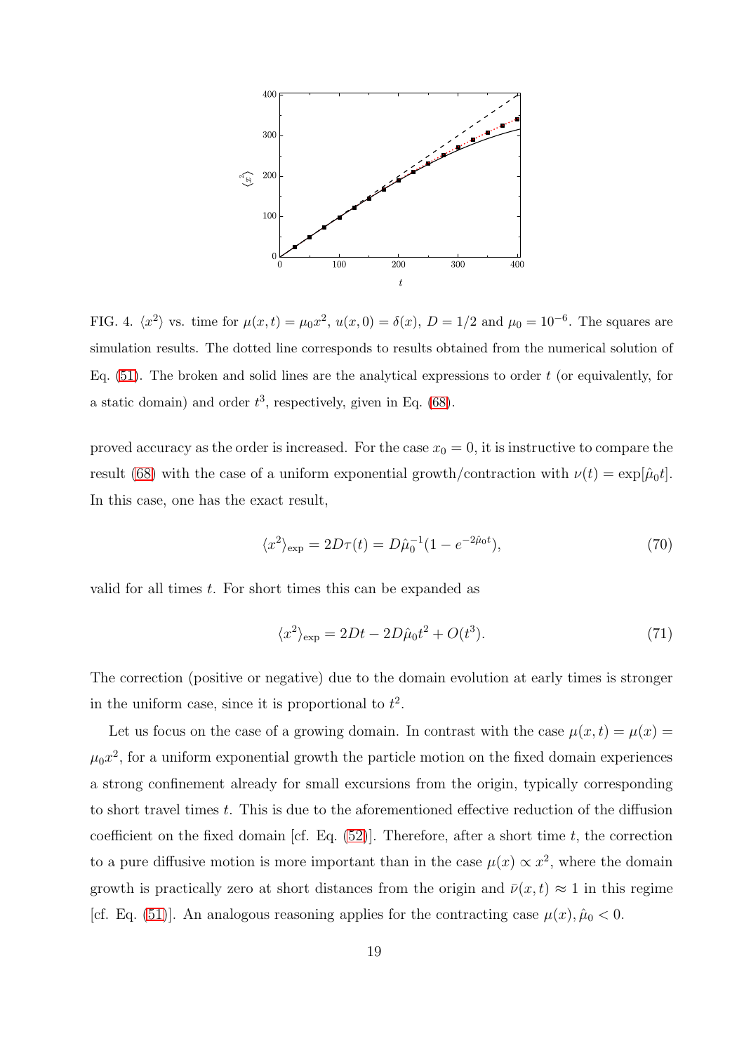FIG. 4. $\langle x^2 \rangle$ vs. time for $\mu(x,t) = \mu_0 x^2$, $u(x,0) = \delta(x)$, $D = 1/2$ and $\mu_0 = 10^{-6}$. The squares are simulation results. The dotted line corresponds to results obtained from the numerical solution of Eq. (51). The broken and solid lines are the analytical expressions to order $t$ (or equivalently, for a static domain) and order $t^3$, respectively, given in Eq. (68).

proved accuracy as the order is increased. For the case $x_0 = 0$, it is instructive to compare the result (68) with the case of a uniform exponential growth/contraction with $\nu(t) = \exp[\hat{\mu}_0 t]$. In this case, one has the exact result,

$$\langle x^2 \rangle_{\exp} = 2D\tau(t) = D\hat{\mu}_0^{-1}(1 - e^{-2\hat{\mu}_0 t}), \tag{70}$$

valid for all times $t$. For short times this can be expanded as

$$\langle x^2 \rangle_{\exp} = 2Dt - 2D\hat{\mu}_0 t^2 + O(t^3). \tag{71}$$

The correction (positive or negative) due to the domain evolution at early times is stronger in the uniform case, since it is proportional to $t^2$.

Let us focus on the case of a growing domain. In contrast with the case $\mu(x,t) = \mu(x) = \mu_0 x^2$, for a uniform exponential growth the particle motion on the fixed domain experiences a strong confinement already for small excursions from the origin, typically corresponding to short travel times $t$. This is due to the aforementioned effective reduction of the diffusion coefficient on the fixed domain [cf. Eq. (52)]. Therefore, after a short time $t$, the correction to a pure diffusive motion is more important than in the case $\mu(x) \propto x^2$, where the domain growth is practically zero at short distances from the origin and $\bar{\nu}(x,t) \approx 1$ in this regime [cf. Eq. (51)]. An analogous reasoning applies for the contracting case $\mu(x), \hat{\mu}_0 < 0$.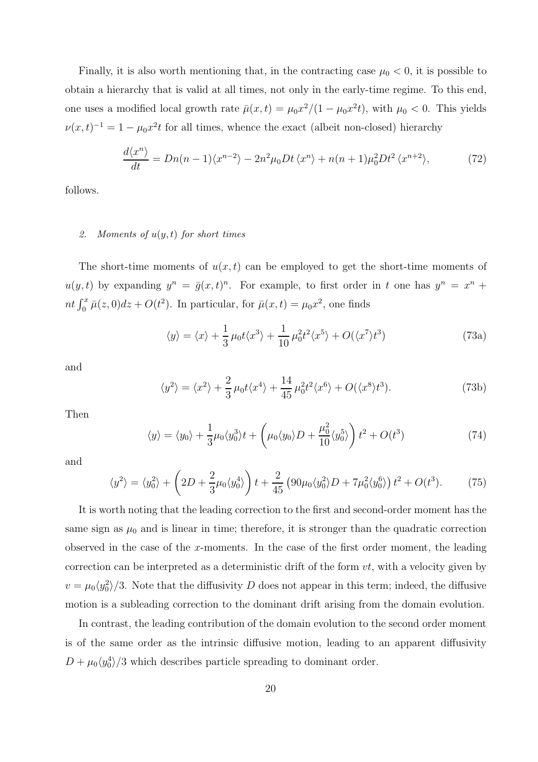Finally, it is also worth mentioning that, in the contracting case $\mu_0 < 0$, it is possible to obtain a hierarchy that is valid at all times, not only in the early-time regime. To this end, one uses a modified local growth rate $\bar{\mu}(x,t) = \mu_0 x^2/(1-\mu_0 x^2 t)$, with $\mu_0 < 0$. This yields $\nu(x,t)^{-1} = 1 - \mu_0 x^2 t$ for all times, whence the exact (albeit non-closed) hierarchy

$$\frac{d\langle x^n \rangle}{dt} = Dn(n-1)\langle x^{n-2}\rangle - 2n^2\mu_0 Dt\,\langle x^n\rangle + n(n+1)\mu_0^2 Dt^2\,\langle x^{n+2}\rangle, \tag{72}$$

follows.

### 2. *Moments of $u(y,t)$ for short times*

The short-time moments of $u(x,t)$ can be employed to get the short-time moments of $u(y,t)$ by expanding $y^n = \bar{g}(x,t)^n$. For example, to first order in $t$ one has $y^n = x^n + nt\int_0^x \bar{\mu}(z,0)dz + O(t^2)$. In particular, for $\bar{\mu}(x,t) = \mu_0 x^2$, one finds

$$\langle y \rangle = \langle x \rangle + \frac{1}{3}\,\mu_0 t \langle x^3\rangle + \frac{1}{10}\,\mu_0^2 t^2 \langle x^5 \rangle + O(\langle x^7\rangle t^3) \tag{73a}$$

and

$$\langle y^2 \rangle = \langle x^2 \rangle + \frac{2}{3}\,\mu_0 t \langle x^4\rangle + \frac{14}{45}\,\mu_0^2 t^2 \langle x^6 \rangle + O(\langle x^8\rangle t^3). \tag{73b}$$

Then

$$\langle y \rangle = \langle y_0 \rangle + \frac{1}{3}\mu_0 \langle y_0^3 \rangle t + \left(\mu_0 \langle y_0 \rangle D + \frac{\mu_0^2}{10}\langle y_0^5\rangle\right) t^2 + O(t^3) \tag{74}$$

and

$$\langle y^2 \rangle = \langle y_0^2 \rangle + \left(2D + \frac{2}{3}\mu_0 \langle y_0^4\rangle\right) t + \frac{2}{45}\left(90\mu_0\langle y_0^2\rangle D + 7\mu_0^2\langle y_0^6\rangle\right) t^2 + O(t^3). \tag{75}$$

It is worth noting that the leading correction to the first and second-order moment has the same sign as $\mu_0$ and is linear in time; therefore, it is stronger than the quadratic correction observed in the case of the $x$-moments. In the case of the first order moment, the leading correction can be interpreted as a deterministic drift of the form $vt$, with a velocity given by $v = \mu_0\langle y_0^2 \rangle/3$. Note that the diffusivity $D$ does not appear in this term; indeed, the diffusive motion is a subleading correction to the dominant drift arising from the domain evolution.

In contrast, the leading contribution of the domain evolution to the second order moment is of the same order as the intrinsic diffusive motion, leading to an apparent diffusivity $D + \mu_0\langle y_0^4\rangle/3$ which describes particle spreading to dominant order.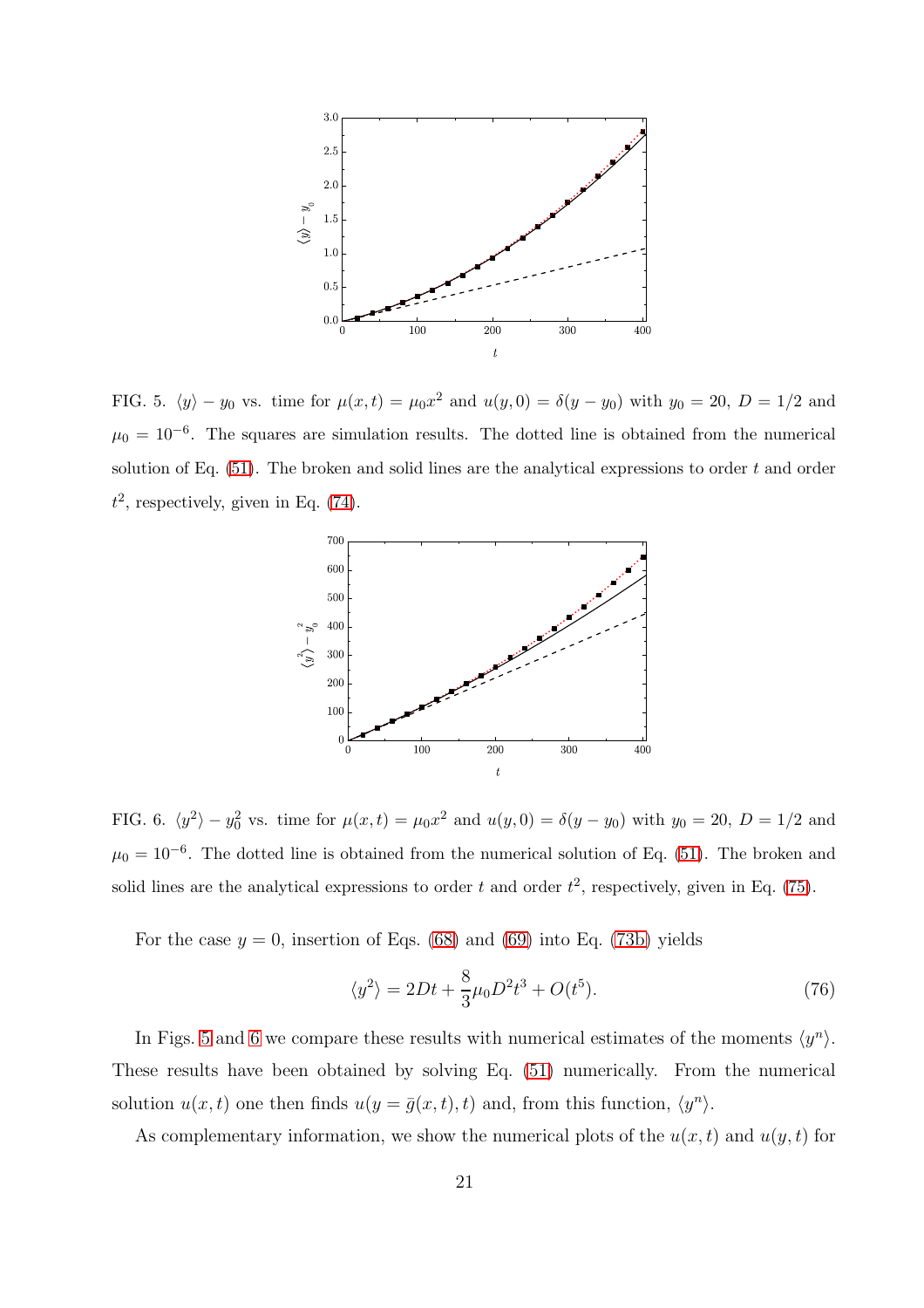FIG. 5. $\langle y \rangle - y_0$ vs. time for $\mu(x,t) = \mu_0 x^2$ and $u(y,0) = \delta(y - y_0)$ with $y_0 = 20$, $D = 1/2$ and $\mu_0 = 10^{-6}$. The squares are simulation results. The dotted line is obtained from the numerical solution of Eq. (51). The broken and solid lines are the analytical expressions to order $t$ and order $t^2$, respectively, given in Eq. (74).

FIG. 6. $\langle y^2 \rangle - y_0^2$ vs. time for $\mu(x,t) = \mu_0 x^2$ and $u(y,0) = \delta(y - y_0)$ with $y_0 = 20$, $D = 1/2$ and $\mu_0 = 10^{-6}$. The dotted line is obtained from the numerical solution of Eq. (51). The broken and solid lines are the analytical expressions to order $t$ and order $t^2$, respectively, given in Eq. (75).

For the case $y = 0$, insertion of Eqs. (68) and (69) into Eq. (73b) yields

$$\langle y^2 \rangle = 2Dt + \frac{8}{3}\mu_0 D^2 t^3 + O(t^5). \tag{76}$$

In Figs. 5 and 6 we compare these results with numerical estimates of the moments $\langle y^n \rangle$. These results have been obtained by solving Eq. (51) numerically. From the numerical solution $u(x,t)$ one then finds $u(y = \bar{g}(x,t), t)$ and, from this function, $\langle y^n \rangle$.

As complementary information, we show the numerical plots of the $u(x,t)$ and $u(y,t)$ for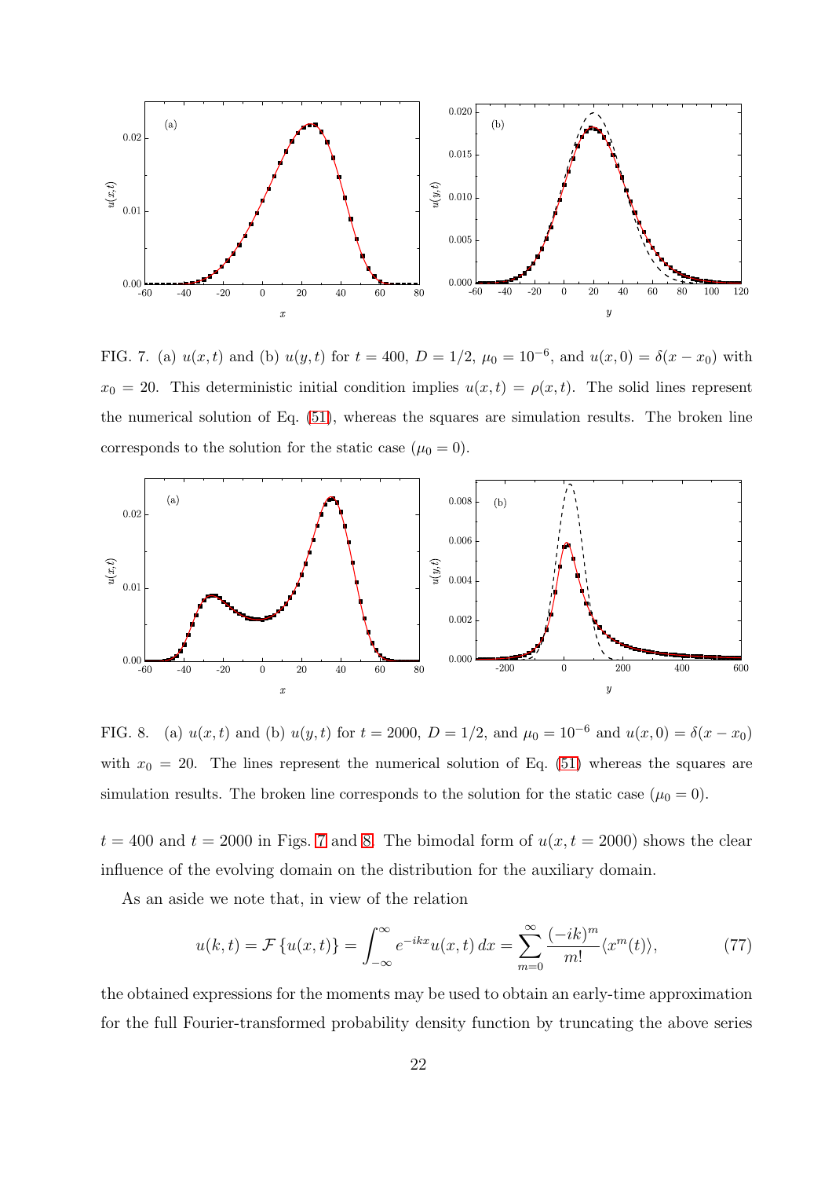FIG. 7. (a) $u(x,t)$ and (b) $u(y,t)$ for $t = 400$, $D = 1/2$, $\mu_0 = 10^{-6}$, and $u(x,0) = \delta(x - x_0)$ with $x_0 = 20$. This deterministic initial condition implies $u(x,t) = \rho(x,t)$. The solid lines represent the numerical solution of Eq. (51), whereas the squares are simulation results. The broken line corresponds to the solution for the static case ($\mu_0 = 0$).

FIG. 8. (a) $u(x,t)$ and (b) $u(y,t)$ for $t = 2000$, $D = 1/2$, and $\mu_0 = 10^{-6}$ and $u(x,0) = \delta(x - x_0)$ with $x_0 = 20$. The lines represent the numerical solution of Eq. (51) whereas the squares are simulation results. The broken line corresponds to the solution for the static case ($\mu_0 = 0$).

$t = 400$ and $t = 2000$ in Figs. 7 and 8. The bimodal form of $u(x, t = 2000)$ shows the clear influence of the evolving domain on the distribution for the auxiliary domain.

As an aside we note that, in view of the relation

$$u(k,t) = \mathcal{F}\left\{u(x,t)\right\} = \int_{-\infty}^{\infty} e^{-ikx} u(x,t)\, dx = \sum_{m=0}^{\infty} \frac{(-ik)^m}{m!} \langle x^m(t) \rangle, \tag{77}$$

the obtained expressions for the moments may be used to obtain an early-time approximation for the full Fourier-transformed probability density function by truncating the above series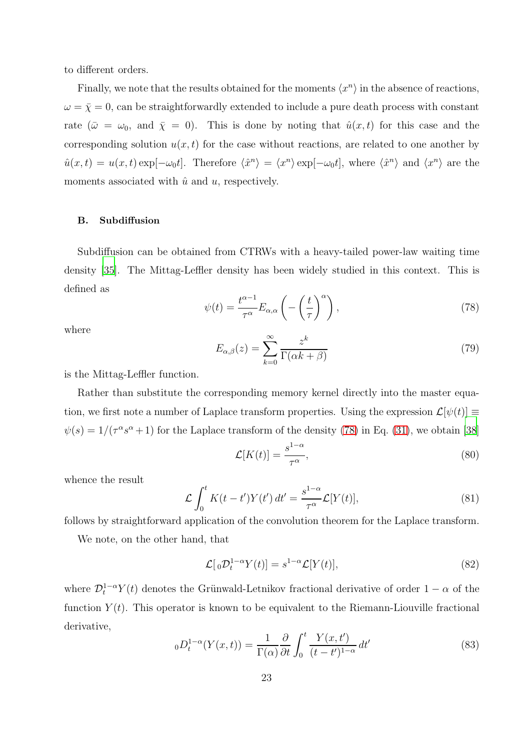to different orders.

Finally, we note that the results obtained for the moments $\langle x^n \rangle$ in the absence of reactions, $\omega = \bar{\chi} = 0$, can be straightforwardly extended to include a pure death process with constant rate ($\bar{\omega} = \omega_0$, and $\bar{\chi} = 0$). This is done by noting that $\hat{u}(x,t)$ for this case and the corresponding solution $u(x,t)$ for the case without reactions, are related to one another by $\hat{u}(x,t) = u(x,t)\exp[-\omega_0 t]$. Therefore $\langle \hat{x}^n \rangle = \langle x^n \rangle \exp[-\omega_0 t]$, where $\langle \hat{x}^n \rangle$ and $\langle x^n \rangle$ are the moments associated with $\hat{u}$ and $u$, respectively.

### B. Subdiffusion

Subdiffusion can be obtained from CTRWs with a heavy-tailed power-law waiting time density [35]. The Mittag-Leffler density has been widely studied in this context. This is defined as

$$\psi(t) = \frac{t^{\alpha-1}}{\tau^\alpha} E_{\alpha,\alpha}\left(-\left(\frac{t}{\tau}\right)^\alpha\right), \tag{78}$$

where

$$E_{\alpha,\beta}(z) = \sum_{k=0}^{\infty} \frac{z^k}{\Gamma(\alpha k + \beta)} \tag{79}$$

is the Mittag-Leffler function.

Rather than substitute the corresponding memory kernel directly into the master equation, we first note a number of Laplace transform properties. Using the expression $\mathcal{L}[\psi(t)] \equiv \psi(s) = 1/(\tau^\alpha s^\alpha + 1)$ for the Laplace transform of the density (78) in Eq. (31), we obtain [38]

$$\mathcal{L}[K(t)] = \frac{s^{1-\alpha}}{\tau^\alpha}, \tag{80}$$

whence the result

$$\mathcal{L} \int_0^t K(t-t')Y(t')\,dt' = \frac{s^{1-\alpha}}{\tau^\alpha} \mathcal{L}[Y(t)], \tag{81}$$

follows by straightforward application of the convolution theorem for the Laplace transform.

We note, on the other hand, that

$$\mathcal{L}[{}_0\mathcal{D}_t^{1-\alpha} Y(t)] = s^{1-\alpha} \mathcal{L}[Y(t)], \tag{82}$$

where $\mathcal{D}_t^{1-\alpha} Y(t)$ denotes the Grünwald-Letnikov fractional derivative of order $1-\alpha$ of the function $Y(t)$. This operator is known to be equivalent to the Riemann-Liouville fractional derivative,

$${}_0D_t^{1-\alpha}(Y(x,t)) = \frac{1}{\Gamma(\alpha)} \frac{\partial}{\partial t} \int_0^t \frac{Y(x,t')}{(t-t')^{1-\alpha}}\,dt' \tag{83}$$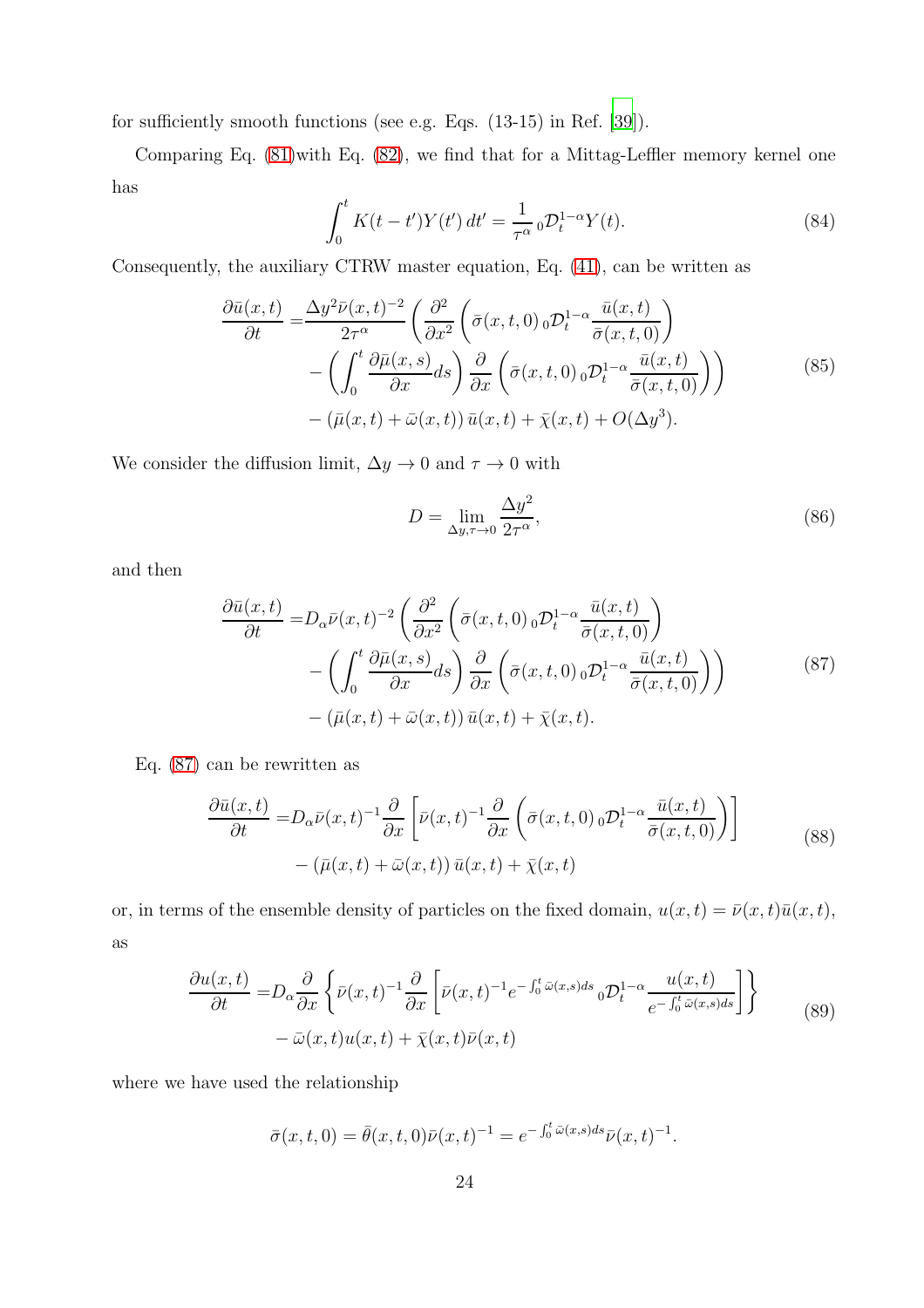for sufficiently smooth functions (see e.g. Eqs. (13-15) in Ref. [39]).

Comparing Eq. (81)with Eq. (82), we find that for a Mittag-Leffler memory kernel one has

$$\int_0^t K(t-t')Y(t')\,dt' = \frac{1}{\tau^\alpha}\,{}_0\mathcal{D}_t^{1-\alpha}Y(t). \tag{84}$$

Consequently, the auxiliary CTRW master equation, Eq. (41), can be written as

$$\begin{aligned}\frac{\partial \bar{u}(x,t)}{\partial t} =& \frac{\Delta y^2 \bar{\nu}(x,t)^{-2}}{2\tau^\alpha}\left(\frac{\partial^2}{\partial x^2}\left(\bar{\sigma}(x,t,0)\,{}_0\mathcal{D}_t^{1-\alpha}\frac{\bar{u}(x,t)}{\bar{\sigma}(x,t,0)}\right)\right.\\ &\left. - \left(\int_0^t \frac{\partial \bar{\mu}(x,s)}{\partial x}ds\right)\frac{\partial}{\partial x}\left(\bar{\sigma}(x,t,0)\,{}_0\mathcal{D}_t^{1-\alpha}\frac{\bar{u}(x,t)}{\bar{\sigma}(x,t,0)}\right)\right)\\ &- \left(\bar{\mu}(x,t)+\bar{\omega}(x,t)\right)\bar{u}(x,t) + \bar{\chi}(x,t) + O(\Delta y^3).\end{aligned} \tag{85}$$

We consider the diffusion limit, $\Delta y \to 0$ and $\tau \to 0$ with

$$D = \lim_{\Delta y,\tau\to 0}\frac{\Delta y^2}{2\tau^\alpha}, \tag{86}$$

and then

$$\begin{aligned}\frac{\partial \bar{u}(x,t)}{\partial t} =& D_\alpha \bar{\nu}(x,t)^{-2}\left(\frac{\partial^2}{\partial x^2}\left(\bar{\sigma}(x,t,0)\,{}_0\mathcal{D}_t^{1-\alpha}\frac{\bar{u}(x,t)}{\bar{\sigma}(x,t,0)}\right)\right.\\ &\left. - \left(\int_0^t \frac{\partial \bar{\mu}(x,s)}{\partial x}ds\right)\frac{\partial}{\partial x}\left(\bar{\sigma}(x,t,0)\,{}_0\mathcal{D}_t^{1-\alpha}\frac{\bar{u}(x,t)}{\bar{\sigma}(x,t,0)}\right)\right)\\ &- \left(\bar{\mu}(x,t)+\bar{\omega}(x,t)\right)\bar{u}(x,t) + \bar{\chi}(x,t).\end{aligned} \tag{87}$$

Eq. (87) can be rewritten as

$$\begin{aligned}\frac{\partial \bar{u}(x,t)}{\partial t} =& D_\alpha \bar{\nu}(x,t)^{-1}\frac{\partial}{\partial x}\left[\bar{\nu}(x,t)^{-1}\frac{\partial}{\partial x}\left(\bar{\sigma}(x,t,0)\,{}_0\mathcal{D}_t^{1-\alpha}\frac{\bar{u}(x,t)}{\bar{\sigma}(x,t,0)}\right)\right]\\ &- \left(\bar{\mu}(x,t)+\bar{\omega}(x,t)\right)\bar{u}(x,t) + \bar{\chi}(x,t)\end{aligned} \tag{88}$$

or, in terms of the ensemble density of particles on the fixed domain, $u(x,t) = \bar{\nu}(x,t)\bar{u}(x,t)$, as

$$\begin{aligned}\frac{\partial u(x,t)}{\partial t} =& D_\alpha \frac{\partial}{\partial x}\left\{\bar{\nu}(x,t)^{-1}\frac{\partial}{\partial x}\left[\bar{\nu}(x,t)^{-1}e^{-\int_0^t \bar{\omega}(x,s)ds}\,{}_0\mathcal{D}_t^{1-\alpha}\frac{u(x,t)}{e^{-\int_0^t \bar{\omega}(x,s)ds}}\right]\right\}\\ &- \bar{\omega}(x,t)u(x,t) + \bar{\chi}(x,t)\bar{\nu}(x,t)\end{aligned} \tag{89}$$

where we have used the relationship

$$\bar{\sigma}(x,t,0) = \bar{\theta}(x,t,0)\bar{\nu}(x,t)^{-1} = e^{-\int_0^t \bar{\omega}(x,s)ds}\bar{\nu}(x,t)^{-1}.$$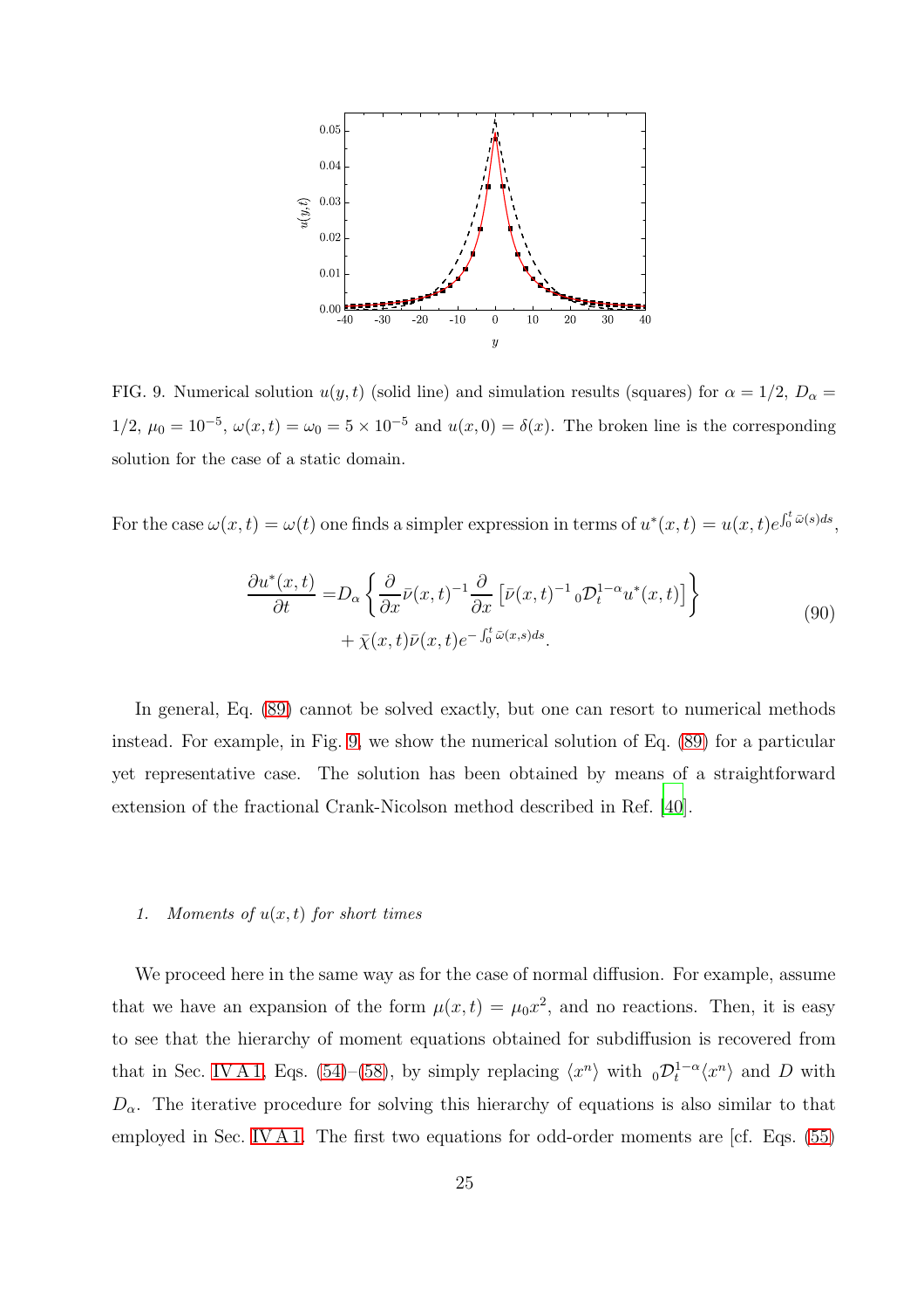FIG. 9. Numerical solution $u(y,t)$ (solid line) and simulation results (squares) for $\alpha = 1/2$, $D_\alpha = 1/2$, $\mu_0 = 10^{-5}$, $\omega(x,t) = \omega_0 = 5 \times 10^{-5}$ and $u(x,0) = \delta(x)$. The broken line is the corresponding solution for the case of a static domain.

For the case $\omega(x,t) = \omega(t)$ one finds a simpler expression in terms of $u^*(x,t) = u(x,t)e^{\int_0^t \bar{\omega}(s)ds}$,

$$
\begin{aligned}
\frac{\partial u^*(x,t)}{\partial t} =& D_\alpha \left\{ \frac{\partial}{\partial x} \bar{\nu}(x,t)^{-1} \frac{\partial}{\partial x} \left[ \bar{\nu}(x,t)^{-1} \, {}_0\mathcal{D}_t^{1-\alpha} u^*(x,t) \right] \right\} \\
&+ \bar{\chi}(x,t) \bar{\nu}(x,t) e^{-\int_0^t \bar{\omega}(x,s)ds}.
\end{aligned}
\tag{90}
$$

In general, Eq. (89) cannot be solved exactly, but one can resort to numerical methods instead. For example, in Fig. 9, we show the numerical solution of Eq. (89) for a particular yet representative case. The solution has been obtained by means of a straightforward extension of the fractional Crank-Nicolson method described in Ref. [40].

#### 1. Moments of $u(x,t)$ for short times

We proceed here in the same way as for the case of normal diffusion. For example, assume that we have an expansion of the form $\mu(x,t) = \mu_0 x^2$, and no reactions. Then, it is easy to see that the hierarchy of moment equations obtained for subdiffusion is recovered from that in Sec. IV A 1, Eqs. (54)–(58), by simply replacing $\langle x^n \rangle$ with ${}_0\mathcal{D}_t^{1-\alpha} \langle x^n \rangle$ and $D$ with $D_\alpha$. The iterative procedure for solving this hierarchy of equations is also similar to that employed in Sec. IV A 1. The first two equations for odd-order moments are [cf. Eqs. (55)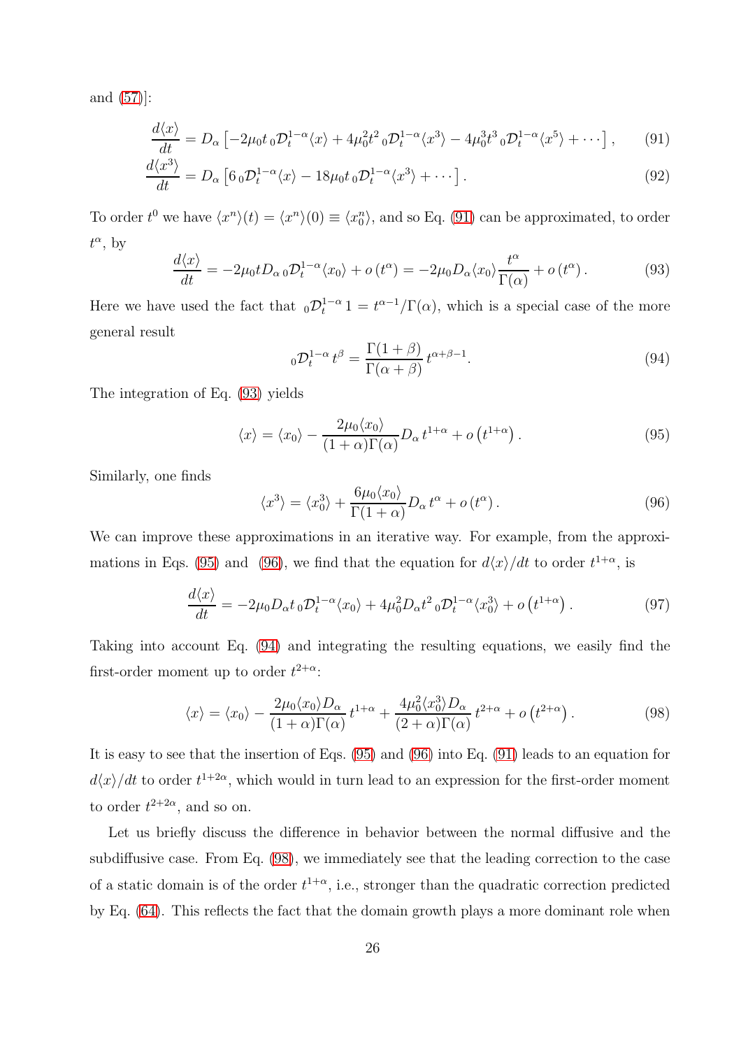and (57)]:

$$\frac{d\langle x\rangle}{dt} = D_\alpha \left[ -2\mu_0 t \, {}_0\mathcal{D}_t^{1-\alpha} \langle x\rangle + 4\mu_0^2 t^2 \, {}_0\mathcal{D}_t^{1-\alpha} \langle x^3\rangle - 4\mu_0^3 t^3 \, {}_0\mathcal{D}_t^{1-\alpha} \langle x^5\rangle + \cdots \right], \tag{91}$$

$$\frac{d\langle x^3\rangle}{dt} = D_\alpha \left[ 6 \, {}_0\mathcal{D}_t^{1-\alpha} \langle x\rangle - 18\mu_0 t \, {}_0\mathcal{D}_t^{1-\alpha} \langle x^3\rangle + \cdots \right]. \tag{92}$$

To order $t^0$ we have $\langle x^n\rangle(t) = \langle x^n\rangle(0) \equiv \langle x_0^n\rangle$, and so Eq. (91) can be approximated, to order $t^\alpha$, by

$$\frac{d\langle x\rangle}{dt} = -2\mu_0 t D_\alpha \, {}_0\mathcal{D}_t^{1-\alpha} \langle x_0\rangle + o\left(t^\alpha\right) = -2\mu_0 D_\alpha \langle x_0\rangle \frac{t^\alpha}{\Gamma(\alpha)} + o\left(t^\alpha\right). \tag{93}$$

Here we have used the fact that ${}_0\mathcal{D}_t^{1-\alpha} \, 1 = t^{\alpha-1}/\Gamma(\alpha)$, which is a special case of the more general result

$${}_0\mathcal{D}_t^{1-\alpha} \, t^\beta = \frac{\Gamma(1+\beta)}{\Gamma(\alpha+\beta)} \, t^{\alpha+\beta-1}. \tag{94}$$

The integration of Eq. (93) yields

$$\langle x\rangle = \langle x_0\rangle - \frac{2\mu_0\langle x_0\rangle}{(1+\alpha)\Gamma(\alpha)} D_\alpha \, t^{1+\alpha} + o\left(t^{1+\alpha}\right). \tag{95}$$

Similarly, one finds

$$\langle x^3\rangle = \langle x_0^3\rangle + \frac{6\mu_0\langle x_0\rangle}{\Gamma(1+\alpha)} D_\alpha \, t^\alpha + o\left(t^\alpha\right). \tag{96}$$

We can improve these approximations in an iterative way. For example, from the approximations in Eqs. (95) and (96), we find that the equation for $d\langle x\rangle/dt$ to order $t^{1+\alpha}$, is

$$\frac{d\langle x\rangle}{dt} = -2\mu_0 D_\alpha t \, {}_0\mathcal{D}_t^{1-\alpha} \langle x_0\rangle + 4\mu_0^2 D_\alpha t^2 \, {}_0\mathcal{D}_t^{1-\alpha} \langle x_0^3\rangle + o\left(t^{1+\alpha}\right). \tag{97}$$

Taking into account Eq. (94) and integrating the resulting equations, we easily find the first-order moment up to order $t^{2+\alpha}$:

$$\langle x\rangle = \langle x_0\rangle - \frac{2\mu_0\langle x_0\rangle D_\alpha}{(1+\alpha)\Gamma(\alpha)} \, t^{1+\alpha} + \frac{4\mu_0^2\langle x_0^3\rangle D_\alpha}{(2+\alpha)\Gamma(\alpha)} \, t^{2+\alpha} + o\left(t^{2+\alpha}\right). \tag{98}$$

It is easy to see that the insertion of Eqs. (95) and (96) into Eq. (91) leads to an equation for $d\langle x\rangle/dt$ to order $t^{1+2\alpha}$, which would in turn lead to an expression for the first-order moment to order $t^{2+2\alpha}$, and so on.

Let us briefly discuss the difference in behavior between the normal diffusive and the subdiffusive case. From Eq. (98), we immediately see that the leading correction to the case of a static domain is of the order $t^{1+\alpha}$, i.e., stronger than the quadratic correction predicted by Eq. (64). This reflects the fact that the domain growth plays a more dominant role when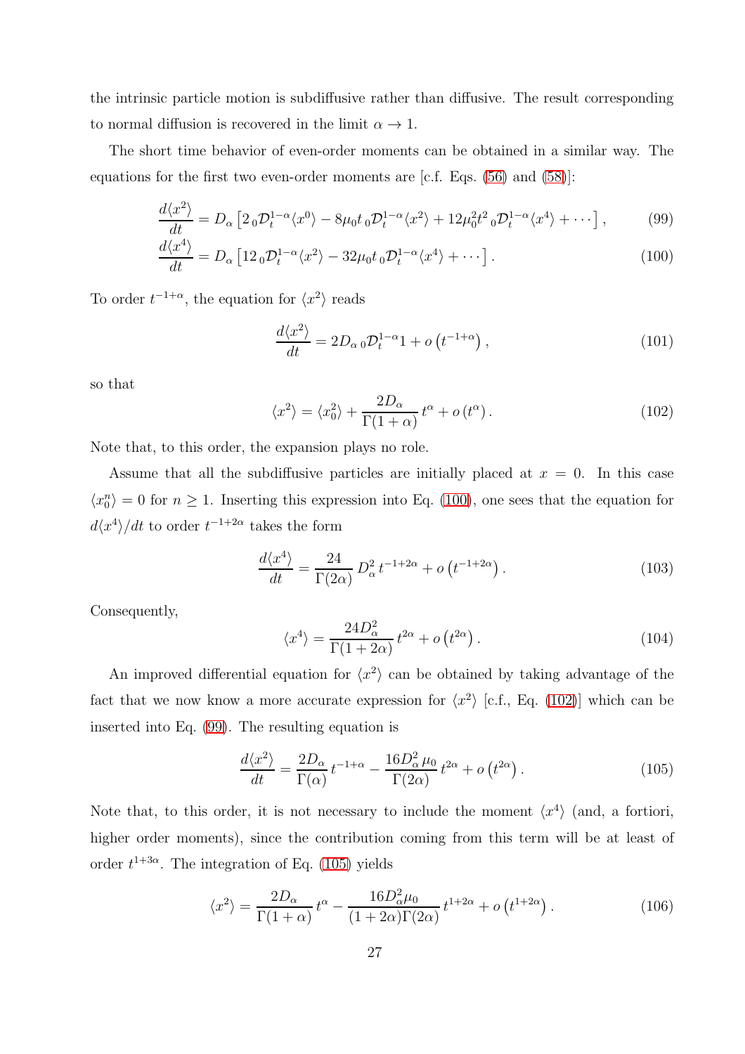the intrinsic particle motion is subdiffusive rather than diffusive. The result corresponding to normal diffusion is recovered in the limit $\alpha \to 1$.

The short time behavior of even-order moments can be obtained in a similar way. The equations for the first two even-order moments are [c.f. Eqs. (56) and (58)]:

$$\frac{d\langle x^2\rangle}{dt} = D_\alpha \left[ 2\, {}_0\mathcal{D}_t^{1-\alpha} \langle x^0\rangle - 8\mu_0 t\, {}_0\mathcal{D}_t^{1-\alpha}\langle x^2\rangle + 12\mu_0^2 t^2\, {}_0\mathcal{D}_t^{1-\alpha}\langle x^4\rangle + \cdots \right], \tag{99}$$

$$\frac{d\langle x^4\rangle}{dt} = D_\alpha \left[ 12\, {}_0\mathcal{D}_t^{1-\alpha} \langle x^2\rangle - 32\mu_0 t\, {}_0\mathcal{D}_t^{1-\alpha}\langle x^4\rangle + \cdots \right]. \tag{100}$$

To order $t^{-1+\alpha}$, the equation for $\langle x^2\rangle$ reads

$$\frac{d\langle x^2\rangle}{dt} = 2D_\alpha\, {}_0\mathcal{D}_t^{1-\alpha} 1 + o\left(t^{-1+\alpha}\right), \tag{101}$$

so that

$$\langle x^2\rangle = \langle x_0^2\rangle + \frac{2D_\alpha}{\Gamma(1+\alpha)}\, t^\alpha + o\left(t^\alpha\right). \tag{102}$$

Note that, to this order, the expansion plays no role.

Assume that all the subdiffusive particles are initially placed at $x = 0$. In this case $\langle x_0^n\rangle = 0$ for $n \geq 1$. Inserting this expression into Eq. (100), one sees that the equation for $d\langle x^4\rangle/dt$ to order $t^{-1+2\alpha}$ takes the form

$$\frac{d\langle x^4\rangle}{dt} = \frac{24}{\Gamma(2\alpha)}\, D_\alpha^2\, t^{-1+2\alpha} + o\left(t^{-1+2\alpha}\right). \tag{103}$$

Consequently,

$$\langle x^4\rangle = \frac{24 D_\alpha^2}{\Gamma(1+2\alpha)}\, t^{2\alpha} + o\left(t^{2\alpha}\right). \tag{104}$$

An improved differential equation for $\langle x^2\rangle$ can be obtained by taking advantage of the fact that we now know a more accurate expression for $\langle x^2\rangle$ [c.f., Eq. (102)] which can be inserted into Eq. (99). The resulting equation is

$$\frac{d\langle x^2\rangle}{dt} = \frac{2D_\alpha}{\Gamma(\alpha)}\, t^{-1+\alpha} - \frac{16 D_\alpha^2 \mu_0}{\Gamma(2\alpha)}\, t^{2\alpha} + o\left(t^{2\alpha}\right). \tag{105}$$

Note that, to this order, it is not necessary to include the moment $\langle x^4\rangle$ (and, a fortiori, higher order moments), since the contribution coming from this term will be at least of order $t^{1+3\alpha}$. The integration of Eq. (105) yields

$$\langle x^2\rangle = \frac{2D_\alpha}{\Gamma(1+\alpha)}\, t^\alpha - \frac{16 D_\alpha^2 \mu_0}{(1+2\alpha)\Gamma(2\alpha)}\, t^{1+2\alpha} + o\left(t^{1+2\alpha}\right). \tag{106}$$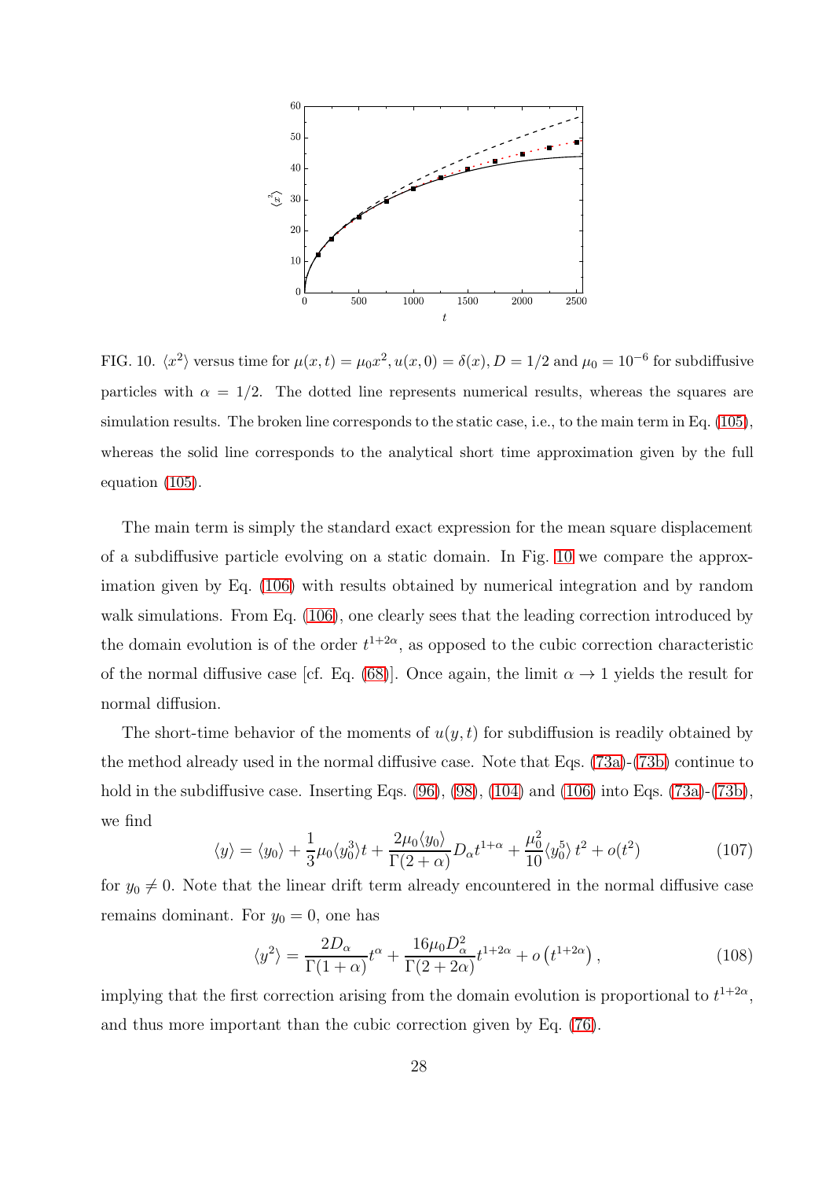FIG. 10. $\langle x^2 \rangle$ versus time for $\mu(x,t) = \mu_0 x^2, u(x,0) = \delta(x), D = 1/2$ and $\mu_0 = 10^{-6}$ for subdiffusive particles with $\alpha = 1/2$. The dotted line represents numerical results, whereas the squares are simulation results. The broken line corresponds to the static case, i.e., to the main term in Eq. (105), whereas the solid line corresponds to the analytical short time approximation given by the full equation (105).

The main term is simply the standard exact expression for the mean square displacement of a subdiffusive particle evolving on a static domain. In Fig. 10 we compare the approximation given by Eq. (106) with results obtained by numerical integration and by random walk simulations. From Eq. (106), one clearly sees that the leading correction introduced by the domain evolution is of the order $t^{1+2\alpha}$, as opposed to the cubic correction characteristic of the normal diffusive case [cf. Eq. (68)]. Once again, the limit $\alpha \to 1$ yields the result for normal diffusion.

The short-time behavior of the moments of $u(y,t)$ for subdiffusion is readily obtained by the method already used in the normal diffusive case. Note that Eqs. (73a)-(73b) continue to hold in the subdiffusive case. Inserting Eqs. (96), (98), (104) and (106) into Eqs. (73a)-(73b), we find

$$\langle y \rangle = \langle y_0 \rangle + \frac{1}{3}\mu_0 \langle y_0^3 \rangle t + \frac{2\mu_0 \langle y_0 \rangle}{\Gamma(2+\alpha)} D_\alpha t^{1+\alpha} + \frac{\mu_0^2}{10} \langle y_0^5 \rangle \, t^2 + o(t^2) \tag{107}$$

for $y_0 \neq 0$. Note that the linear drift term already encountered in the normal diffusive case remains dominant. For $y_0 = 0$, one has

$$\langle y^2 \rangle = \frac{2D_\alpha}{\Gamma(1+\alpha)} t^\alpha + \frac{16\mu_0 D_\alpha^2}{\Gamma(2+2\alpha)} t^{1+2\alpha} + o\left(t^{1+2\alpha}\right), \tag{108}$$

implying that the first correction arising from the domain evolution is proportional to $t^{1+2\alpha}$, and thus more important than the cubic correction given by Eq. (76).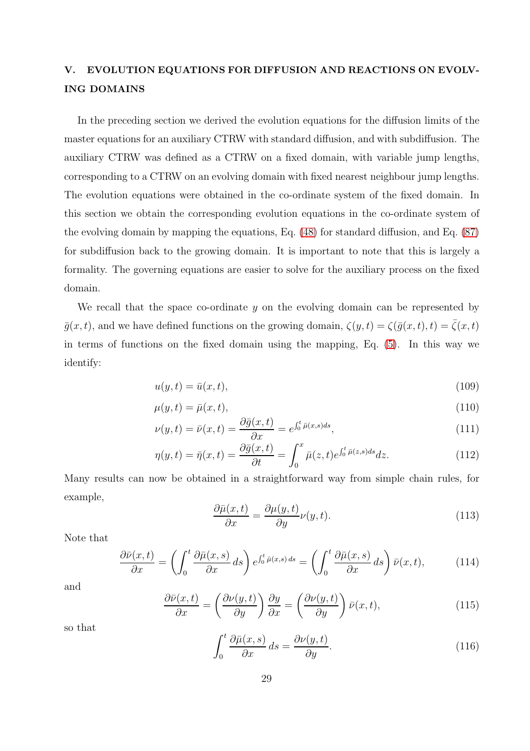## V. EVOLUTION EQUATIONS FOR DIFFUSION AND REACTIONS ON EVOLVING DOMAINS

In the preceding section we derived the evolution equations for the diffusion limits of the master equations for an auxiliary CTRW with standard diffusion, and with subdiffusion. The auxiliary CTRW was defined as a CTRW on a fixed domain, with variable jump lengths, corresponding to a CTRW on an evolving domain with fixed nearest neighbour jump lengths. The evolution equations were obtained in the co-ordinate system of the fixed domain. In this section we obtain the corresponding evolution equations in the co-ordinate system of the evolving domain by mapping the equations, Eq. (48) for standard diffusion, and Eq. (87) for subdiffusion back to the growing domain. It is important to note that this is largely a formality. The governing equations are easier to solve for the auxiliary process on the fixed domain.

We recall that the space co-ordinate $y$ on the evolving domain can be represented by $\bar{g}(x,t)$, and we have defined functions on the growing domain, $\zeta(y,t) = \zeta(\bar{g}(x,t),t) = \bar{\zeta}(x,t)$ in terms of functions on the fixed domain using the mapping, Eq. (5). In this way we identify:

$$u(y,t) = \bar{u}(x,t), \tag{109}$$

$$\mu(y,t) = \bar{\mu}(x,t), \tag{110}$$

$$\nu(y,t) = \bar{\nu}(x,t) = \frac{\partial \bar{g}(x,t)}{\partial x} = e^{\int_0^t \bar{\mu}(x,s)ds}, \tag{111}$$

$$\eta(y,t) = \bar{\eta}(x,t) = \frac{\partial \bar{g}(x,t)}{\partial t} = \int_0^x \bar{\mu}(z,t) e^{\int_0^t \bar{\mu}(z,s)ds} dz. \tag{112}$$

Many results can now be obtained in a straightforward way from simple chain rules, for example,

$$\frac{\partial \bar{\mu}(x,t)}{\partial x} = \frac{\partial \mu(y,t)}{\partial y} \nu(y,t). \tag{113}$$

Note that

$$\frac{\partial \bar{\nu}(x,t)}{\partial x} = \left( \int_0^t \frac{\partial \bar{\mu}(x,s)}{\partial x} \, ds \right) e^{\int_0^t \bar{\mu}(x,s)\, ds} = \left( \int_0^t \frac{\partial \bar{\mu}(x,s)}{\partial x} \, ds \right) \bar{\nu}(x,t), \tag{114}$$

and

$$\frac{\partial \bar{\nu}(x,t)}{\partial x} = \left( \frac{\partial \nu(y,t)}{\partial y} \right) \frac{\partial y}{\partial x} = \left( \frac{\partial \nu(y,t)}{\partial y} \right) \bar{\nu}(x,t), \tag{115}$$

so that

$$\int_0^t \frac{\partial \bar{\mu}(x,s)}{\partial x} \, ds = \frac{\partial \nu(y,t)}{\partial y}. \tag{116}$$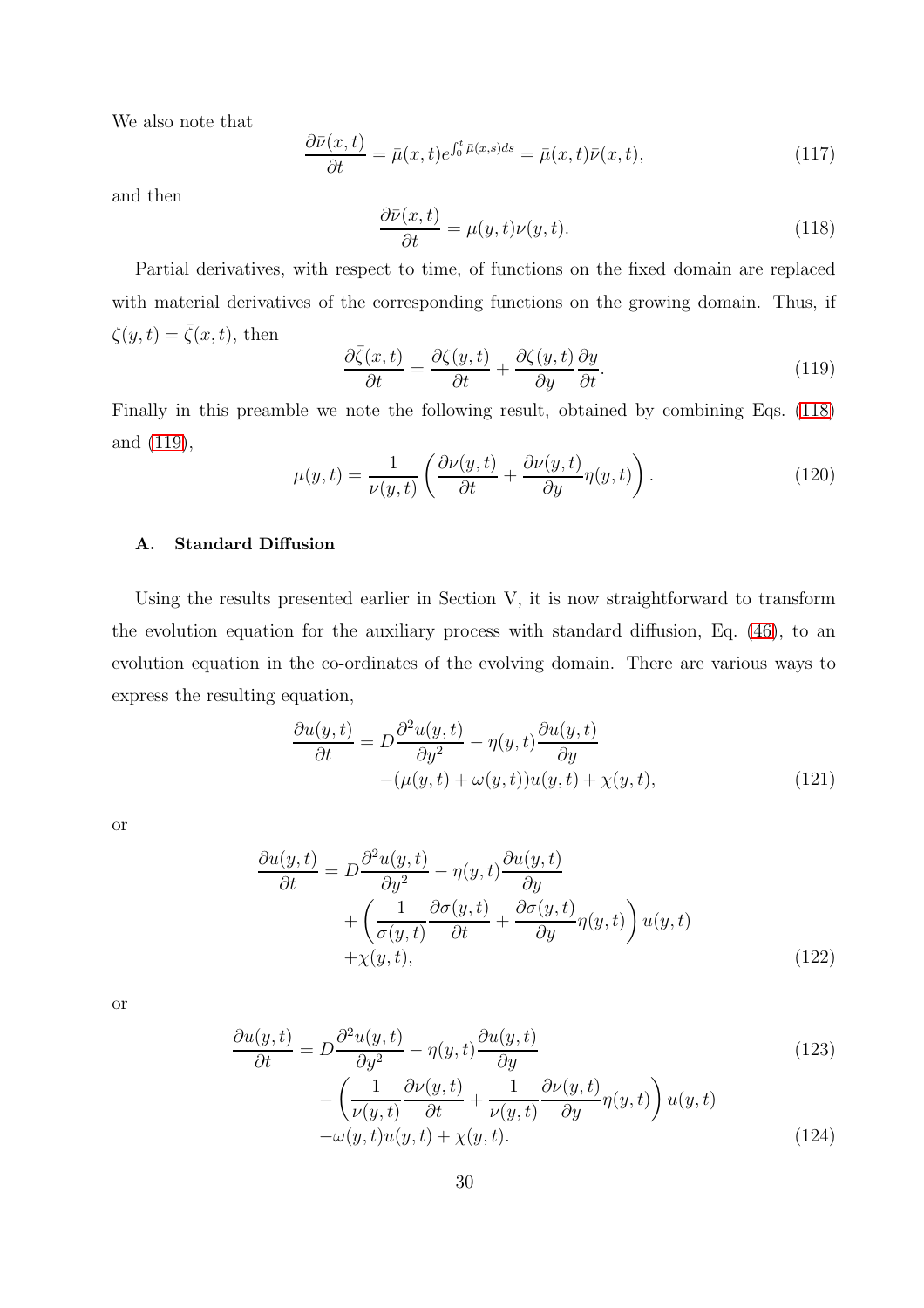We also note that

$$\frac{\partial \bar{\nu}(x,t)}{\partial t} = \bar{\mu}(x,t) e^{\int_0^t \bar{\mu}(x,s) ds} = \bar{\mu}(x,t)\bar{\nu}(x,t), \tag{117}$$

and then

$$\frac{\partial \bar{\nu}(x,t)}{\partial t} = \mu(y,t)\nu(y,t). \tag{118}$$

Partial derivatives, with respect to time, of functions on the fixed domain are replaced with material derivatives of the corresponding functions on the growing domain. Thus, if $\zeta(y,t) = \bar{\zeta}(x,t)$, then

$$\frac{\partial \bar{\zeta}(x,t)}{\partial t} = \frac{\partial \zeta(y,t)}{\partial t} + \frac{\partial \zeta(y,t)}{\partial y}\frac{\partial y}{\partial t}. \tag{119}$$

Finally in this preamble we note the following result, obtained by combining Eqs. (118) and (119),

$$\mu(y,t) = \frac{1}{\nu(y,t)}\left(\frac{\partial \nu(y,t)}{\partial t} + \frac{\partial \nu(y,t)}{\partial y}\eta(y,t)\right). \tag{120}$$

### A. Standard Diffusion

Using the results presented earlier in Section V, it is now straightforward to transform the evolution equation for the auxiliary process with standard diffusion, Eq. (46), to an evolution equation in the co-ordinates of the evolving domain. There are various ways to express the resulting equation,

$$\begin{aligned}\frac{\partial u(y,t)}{\partial t} = D\frac{\partial^2 u(y,t)}{\partial y^2} - \eta(y,t)\frac{\partial u(y,t)}{\partial y} \\ -(\mu(y,t) + \omega(y,t))u(y,t) + \chi(y,t),\end{aligned} \tag{121}$$

or

$$\begin{aligned}\frac{\partial u(y,t)}{\partial t} = D\frac{\partial^2 u(y,t)}{\partial y^2} - \eta(y,t)\frac{\partial u(y,t)}{\partial y} \\ + \left(\frac{1}{\sigma(y,t)}\frac{\partial \sigma(y,t)}{\partial t} + \frac{\partial \sigma(y,t)}{\partial y}\eta(y,t)\right)u(y,t) \\ +\chi(y,t),\end{aligned} \tag{122}$$

or

$$\frac{\partial u(y,t)}{\partial t} = D\frac{\partial^2 u(y,t)}{\partial y^2} - \eta(y,t)\frac{\partial u(y,t)}{\partial y} \tag{123}$$

$$\begin{aligned} - \left(\frac{1}{\nu(y,t)}\frac{\partial \nu(y,t)}{\partial t} + \frac{1}{\nu(y,t)}\frac{\partial \nu(y,t)}{\partial y}\eta(y,t)\right)u(y,t) \\ -\omega(y,t)u(y,t) + \chi(y,t).\end{aligned} \tag{124}$$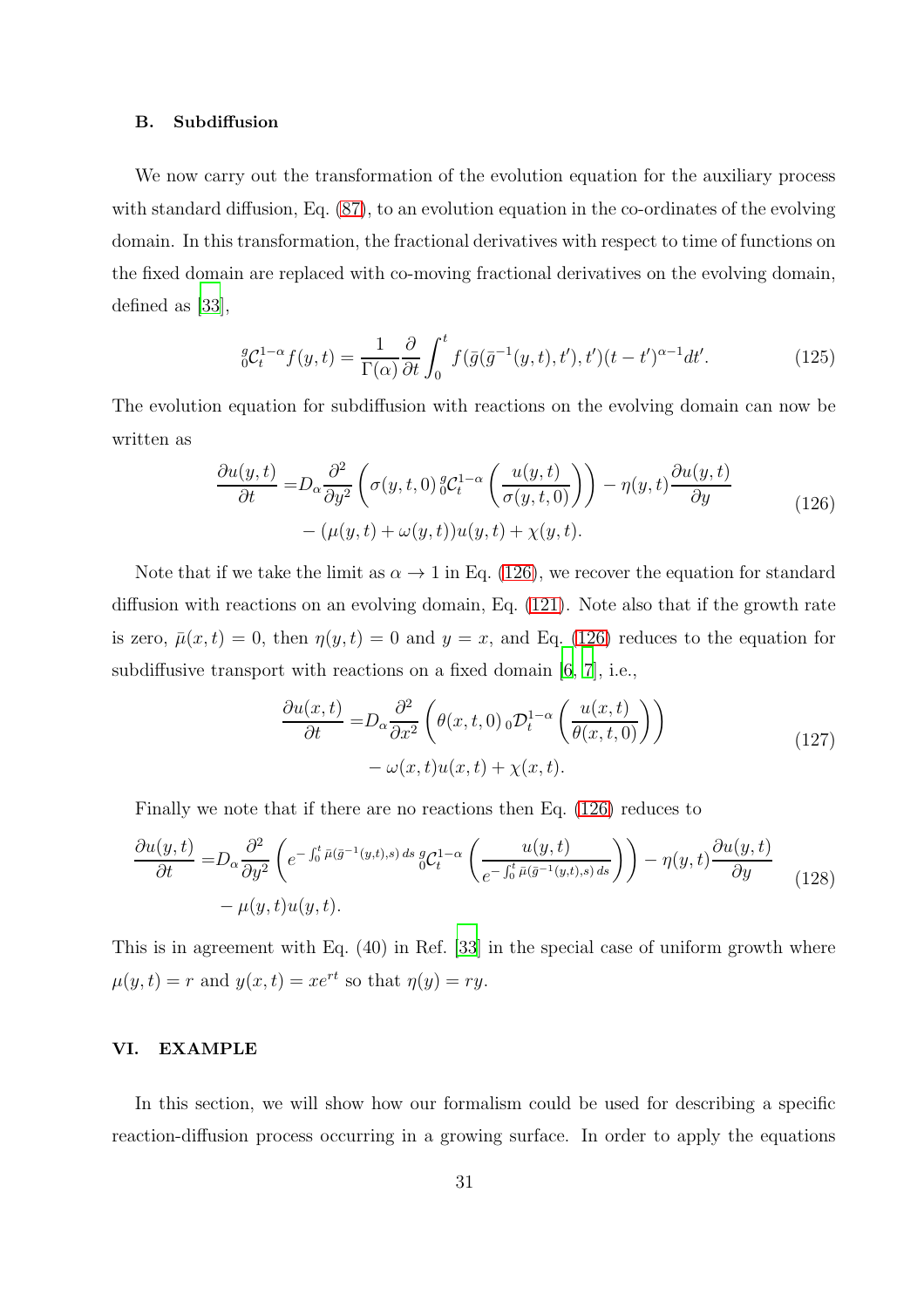### B. Subdiffusion

We now carry out the transformation of the evolution equation for the auxiliary process with standard diffusion, Eq. (87), to an evolution equation in the co-ordinates of the evolving domain. In this transformation, the fractional derivatives with respect to time of functions on the fixed domain are replaced with co-moving fractional derivatives on the evolving domain, defined as [33],

$$
{}_0^g\mathcal{C}_t^{1-\alpha} f(y,t) = \frac{1}{\Gamma(\alpha)} \frac{\partial}{\partial t} \int_0^t f(\bar{g}(\bar{g}^{-1}(y,t),t'),t')(t-t')^{\alpha-1} dt'. \tag{125}
$$

The evolution equation for subdiffusion with reactions on the evolving domain can now be written as

$$
\begin{aligned}
\frac{\partial u(y,t)}{\partial t} =& D_\alpha \frac{\partial^2}{\partial y^2} \left( \sigma(y,t,0)\, {}_0^g\mathcal{C}_t^{1-\alpha} \left( \frac{u(y,t)}{\sigma(y,t,0)} \right) \right) - \eta(y,t) \frac{\partial u(y,t)}{\partial y} \\
& - (\mu(y,t) + \omega(y,t)) u(y,t) + \chi(y,t).
\end{aligned} \tag{126}
$$

Note that if we take the limit as $\alpha \to 1$ in Eq. (126), we recover the equation for standard diffusion with reactions on an evolving domain, Eq. (121). Note also that if the growth rate is zero, $\bar{\mu}(x,t) = 0$, then $\eta(y,t) = 0$ and $y = x$, and Eq. (126) reduces to the equation for subdiffusive transport with reactions on a fixed domain [6, 7], i.e.,

$$
\begin{aligned}
\frac{\partial u(x,t)}{\partial t} =& D_\alpha \frac{\partial^2}{\partial x^2} \left( \theta(x,t,0)\, {}_0\mathcal{D}_t^{1-\alpha} \left( \frac{u(x,t)}{\theta(x,t,0)} \right) \right) \\
& - \omega(x,t) u(x,t) + \chi(x,t).
\end{aligned} \tag{127}
$$

Finally we note that if there are no reactions then Eq. (126) reduces to

$$
\begin{aligned}
\frac{\partial u(y,t)}{\partial t} =& D_\alpha \frac{\partial^2}{\partial y^2} \left( e^{-\int_0^t \bar{\mu}(\bar{g}^{-1}(y,t),s)\, ds}\, {}_0^g\mathcal{C}_t^{1-\alpha} \left( \frac{u(y,t)}{e^{-\int_0^t \bar{\mu}(\bar{g}^{-1}(y,t),s)\, ds}} \right) \right) - \eta(y,t) \frac{\partial u(y,t)}{\partial y} \\
& - \mu(y,t) u(y,t).
\end{aligned} \tag{128}
$$

This is in agreement with Eq. (40) in Ref. [33] in the special case of uniform growth where $\mu(y,t) = r$ and $y(x,t) = xe^{rt}$ so that $\eta(y) = ry$.

## VI. EXAMPLE

In this section, we will show how our formalism could be used for describing a specific reaction-diffusion process occurring in a growing surface. In order to apply the equations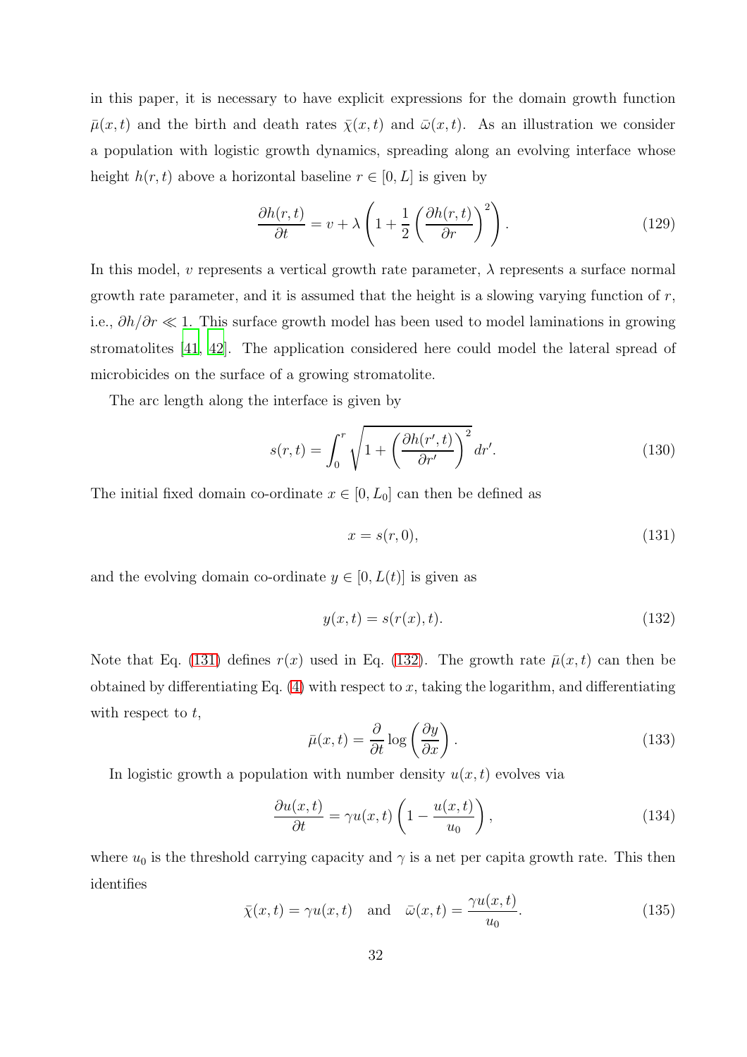in this paper, it is necessary to have explicit expressions for the domain growth function $\bar{\mu}(x,t)$ and the birth and death rates $\bar{\chi}(x,t)$ and $\bar{\omega}(x,t)$. As an illustration we consider a population with logistic growth dynamics, spreading along an evolving interface whose height $h(r,t)$ above a horizontal baseline $r \in [0, L]$ is given by

$$\frac{\partial h(r,t)}{\partial t} = v + \lambda \left( 1 + \frac{1}{2} \left( \frac{\partial h(r,t)}{\partial r} \right)^2 \right). \tag{129}$$

In this model, $v$ represents a vertical growth rate parameter, $\lambda$ represents a surface normal growth rate parameter, and it is assumed that the height is a slowing varying function of $r$, i.e., $\partial h / \partial r \ll 1$. This surface growth model has been used to model laminations in growing stromatolites [41, 42]. The application considered here could model the lateral spread of microbicides on the surface of a growing stromatolite.

The arc length along the interface is given by

$$s(r,t) = \int_0^r \sqrt{1 + \left( \frac{\partial h(r',t)}{\partial r'} \right)^2} \, dr'. \tag{130}$$

The initial fixed domain co-ordinate $x \in [0, L_0]$ can then be defined as

$$x = s(r, 0), \tag{131}$$

and the evolving domain co-ordinate $y \in [0, L(t)]$ is given as

$$y(x,t) = s(r(x), t). \tag{132}$$

Note that Eq. (131) defines $r(x)$ used in Eq. (132). The growth rate $\bar{\mu}(x,t)$ can then be obtained by differentiating Eq. (4) with respect to $x$, taking the logarithm, and differentiating with respect to $t$,

$$\bar{\mu}(x,t) = \frac{\partial}{\partial t} \log \left( \frac{\partial y}{\partial x} \right). \tag{133}$$

In logistic growth a population with number density $u(x,t)$ evolves via

$$\frac{\partial u(x,t)}{\partial t} = \gamma u(x,t) \left( 1 - \frac{u(x,t)}{u_0} \right), \tag{134}$$

where $u_0$ is the threshold carrying capacity and $\gamma$ is a net per capita growth rate. This then identifies

$$\bar{\chi}(x,t) = \gamma u(x,t) \quad \text{and} \quad \bar{\omega}(x,t) = \frac{\gamma u(x,t)}{u_0}. \tag{135}$$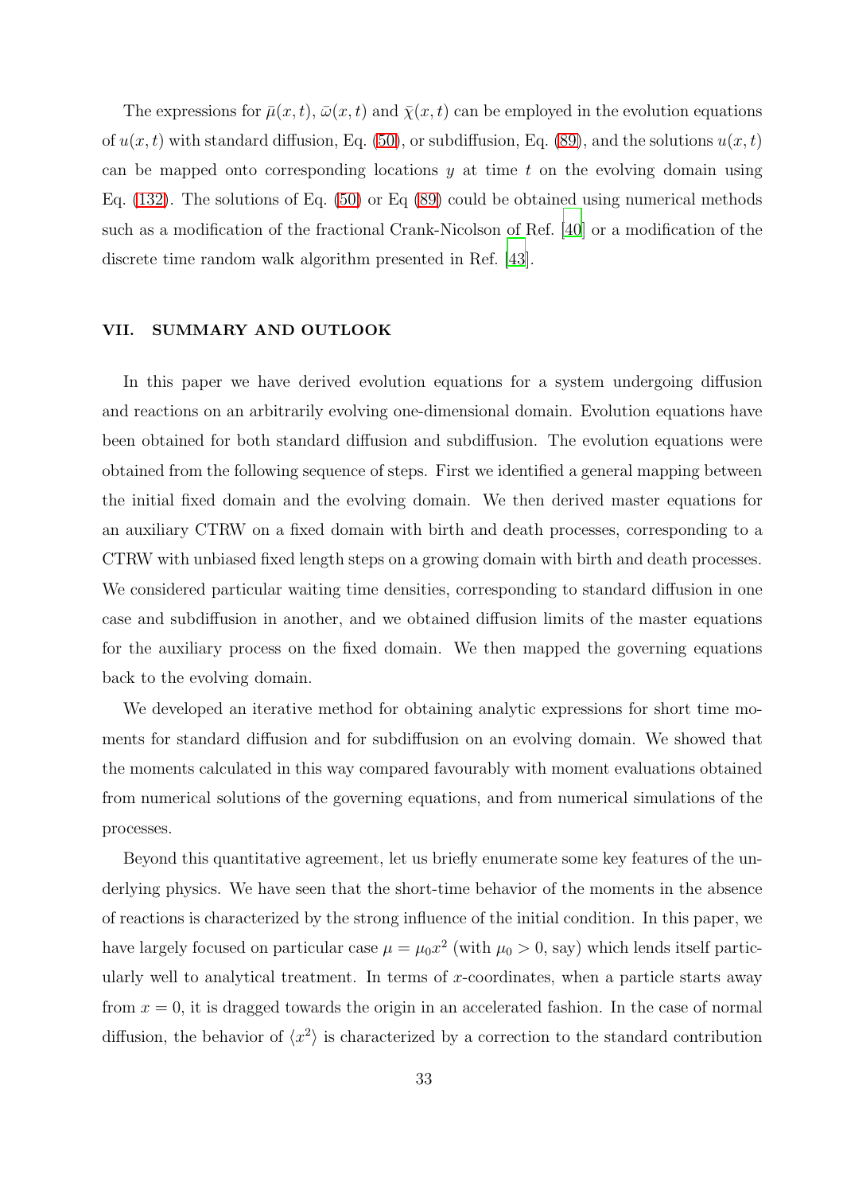The expressions for $\bar{\mu}(x,t)$, $\bar{\omega}(x,t)$ and $\bar{\chi}(x,t)$ can be employed in the evolution equations of $u(x,t)$ with standard diffusion, Eq. (50), or subdiffusion, Eq. (89), and the solutions $u(x,t)$ can be mapped onto corresponding locations $y$ at time $t$ on the evolving domain using Eq. (132). The solutions of Eq. (50) or Eq (89) could be obtained using numerical methods such as a modification of the fractional Crank-Nicolson of Ref. [40] or a modification of the discrete time random walk algorithm presented in Ref. [43].

## VII. SUMMARY AND OUTLOOK

In this paper we have derived evolution equations for a system undergoing diffusion and reactions on an arbitrarily evolving one-dimensional domain. Evolution equations have been obtained for both standard diffusion and subdiffusion. The evolution equations were obtained from the following sequence of steps. First we identified a general mapping between the initial fixed domain and the evolving domain. We then derived master equations for an auxiliary CTRW on a fixed domain with birth and death processes, corresponding to a CTRW with unbiased fixed length steps on a growing domain with birth and death processes. We considered particular waiting time densities, corresponding to standard diffusion in one case and subdiffusion in another, and we obtained diffusion limits of the master equations for the auxiliary process on the fixed domain. We then mapped the governing equations back to the evolving domain.

We developed an iterative method for obtaining analytic expressions for short time moments for standard diffusion and for subdiffusion on an evolving domain. We showed that the moments calculated in this way compared favourably with moment evaluations obtained from numerical solutions of the governing equations, and from numerical simulations of the processes.

Beyond this quantitative agreement, let us briefly enumerate some key features of the underlying physics. We have seen that the short-time behavior of the moments in the absence of reactions is characterized by the strong influence of the initial condition. In this paper, we have largely focused on particular case $\mu = \mu_0 x^2$ (with $\mu_0 > 0$, say) which lends itself particularly well to analytical treatment. In terms of $x$-coordinates, when a particle starts away from $x = 0$, it is dragged towards the origin in an accelerated fashion. In the case of normal diffusion, the behavior of $\langle x^2 \rangle$ is characterized by a correction to the standard contribution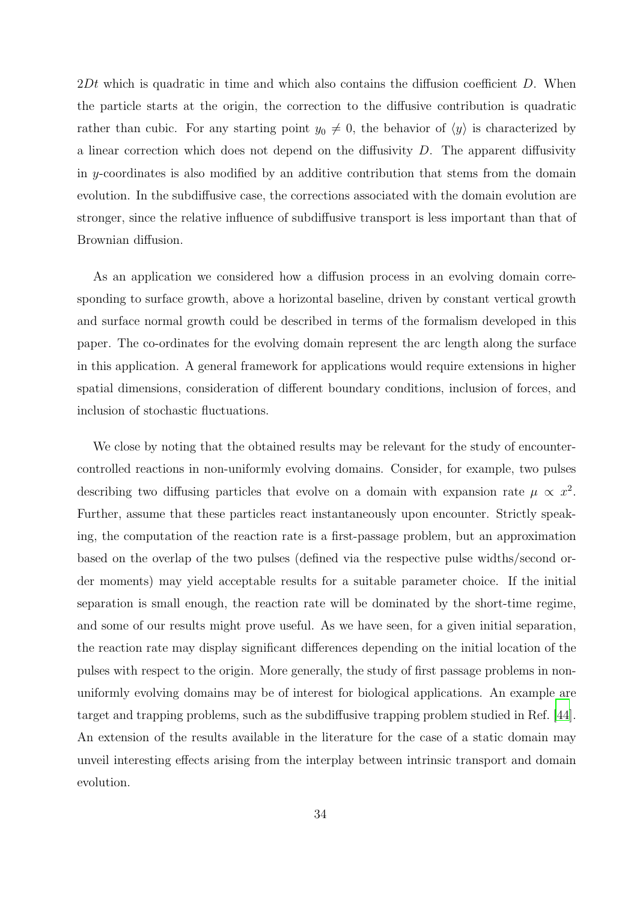$2Dt$ which is quadratic in time and which also contains the diffusion coefficient $D$. When the particle starts at the origin, the correction to the diffusive contribution is quadratic rather than cubic. For any starting point $y_0 \neq 0$, the behavior of $\langle y \rangle$ is characterized by a linear correction which does not depend on the diffusivity $D$. The apparent diffusivity in $y$-coordinates is also modified by an additive contribution that stems from the domain evolution. In the subdiffusive case, the corrections associated with the domain evolution are stronger, since the relative influence of subdiffusive transport is less important than that of Brownian diffusion.

As an application we considered how a diffusion process in an evolving domain corresponding to surface growth, above a horizontal baseline, driven by constant vertical growth and surface normal growth could be described in terms of the formalism developed in this paper. The co-ordinates for the evolving domain represent the arc length along the surface in this application. A general framework for applications would require extensions in higher spatial dimensions, consideration of different boundary conditions, inclusion of forces, and inclusion of stochastic fluctuations.

We close by noting that the obtained results may be relevant for the study of encounter-controlled reactions in non-uniformly evolving domains. Consider, for example, two pulses describing two diffusing particles that evolve on a domain with expansion rate $\mu \propto x^2$. Further, assume that these particles react instantaneously upon encounter. Strictly speaking, the computation of the reaction rate is a first-passage problem, but an approximation based on the overlap of the two pulses (defined via the respective pulse widths/second order moments) may yield acceptable results for a suitable parameter choice. If the initial separation is small enough, the reaction rate will be dominated by the short-time regime, and some of our results might prove useful. As we have seen, for a given initial separation, the reaction rate may display significant differences depending on the initial location of the pulses with respect to the origin. More generally, the study of first passage problems in non-uniformly evolving domains may be of interest for biological applications. An example are target and trapping problems, such as the subdiffusive trapping problem studied in Ref. [44]. An extension of the results available in the literature for the case of a static domain may unveil interesting effects arising from the interplay between intrinsic transport and domain evolution.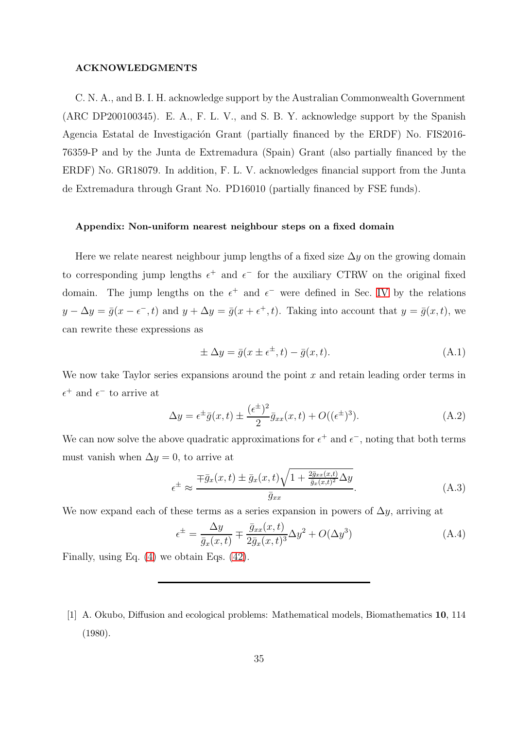### ACKNOWLEDGMENTS

C. N. A., and B. I. H. acknowledge support by the Australian Commonwealth Government (ARC DP200100345). E. A., F. L. V., and S. B. Y. acknowledge support by the Spanish Agencia Estatal de Investigación Grant (partially financed by the ERDF) No. FIS2016-76359-P and by the Junta de Extremadura (Spain) Grant (also partially financed by the ERDF) No. GR18079. In addition, F. L. V. acknowledges financial support from the Junta de Extremadura through Grant No. PD16010 (partially financed by FSE funds).

### Appendix: Non-uniform nearest neighbour steps on a fixed domain

Here we relate nearest neighbour jump lengths of a fixed size $\Delta y$ on the growing domain to corresponding jump lengths $\epsilon^+$ and $\epsilon^-$ for the auxiliary CTRW on the original fixed domain. The jump lengths on the $\epsilon^+$ and $\epsilon^-$ were defined in Sec. IV by the relations $y - \Delta y = \bar{g}(x - \epsilon^-, t)$ and $y + \Delta y = \bar{g}(x + \epsilon^+, t)$. Taking into account that $y = \bar{g}(x, t)$, we can rewrite these expressions as

$$\pm \Delta y = \bar{g}(x \pm \epsilon^\pm, t) - \bar{g}(x, t). \tag{A.1}$$

We now take Taylor series expansions around the point $x$ and retain leading order terms in $\epsilon^+$ and $\epsilon^-$ to arrive at

$$\Delta y = \epsilon^\pm \bar{g}(x, t) \pm \frac{(\epsilon^\pm)^2}{2} \bar{g}_{xx}(x, t) + O((\epsilon^\pm)^3). \tag{A.2}$$

We can now solve the above quadratic approximations for $\epsilon^+$ and $\epsilon^-$, noting that both terms must vanish when $\Delta y = 0$, to arrive at

$$\epsilon^\pm \approx \frac{\mp \bar{g}_x(x, t) \pm \bar{g}_x(x, t)\sqrt{1 + \frac{2\bar{g}_{xx}(x,t)}{\bar{g}_x(x,t)^2}\Delta y}}{\bar{g}_{xx}}. \tag{A.3}$$

We now expand each of these terms as a series expansion in powers of $\Delta y$, arriving at

$$\epsilon^\pm = \frac{\Delta y}{\bar{g}_x(x, t)} \mp \frac{\bar{g}_{xx}(x, t)}{2\bar{g}_x(x, t)^3} \Delta y^2 + O(\Delta y^3) \tag{A.4}$$

Finally, using Eq. (4) we obtain Eqs. (42).

---

[1] A. Okubo, Diffusion and ecological problems: Mathematical models, Biomathematics **10**, 114 (1980).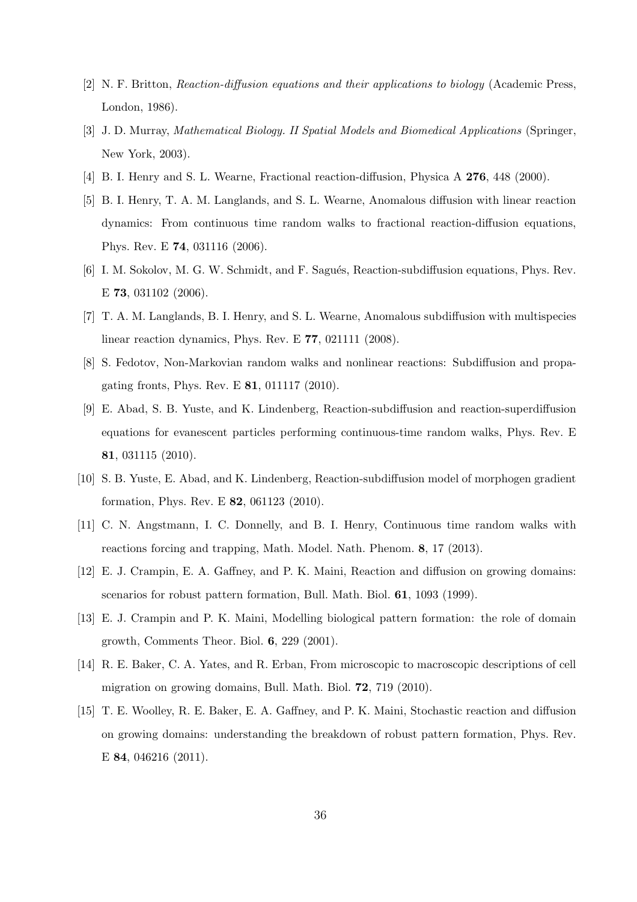[2] N. F. Britton, *Reaction-diffusion equations and their applications to biology* (Academic Press, London, 1986).

[3] J. D. Murray, *Mathematical Biology. II Spatial Models and Biomedical Applications* (Springer, New York, 2003).

[4] B. I. Henry and S. L. Wearne, Fractional reaction-diffusion, Physica A **276**, 448 (2000).

[5] B. I. Henry, T. A. M. Langlands, and S. L. Wearne, Anomalous diffusion with linear reaction dynamics: From continuous time random walks to fractional reaction-diffusion equations, Phys. Rev. E **74**, 031116 (2006).

[6] I. M. Sokolov, M. G. W. Schmidt, and F. Sagués, Reaction-subdiffusion equations, Phys. Rev. E **73**, 031102 (2006).

[7] T. A. M. Langlands, B. I. Henry, and S. L. Wearne, Anomalous subdiffusion with multispecies linear reaction dynamics, Phys. Rev. E **77**, 021111 (2008).

[8] S. Fedotov, Non-Markovian random walks and nonlinear reactions: Subdiffusion and propagating fronts, Phys. Rev. E **81**, 011117 (2010).

[9] E. Abad, S. B. Yuste, and K. Lindenberg, Reaction-subdiffusion and reaction-superdiffusion equations for evanescent particles performing continuous-time random walks, Phys. Rev. E **81**, 031115 (2010).

[10] S. B. Yuste, E. Abad, and K. Lindenberg, Reaction-subdiffusion model of morphogen gradient formation, Phys. Rev. E **82**, 061123 (2010).

[11] C. N. Angstmann, I. C. Donnelly, and B. I. Henry, Continuous time random walks with reactions forcing and trapping, Math. Model. Nath. Phenom. **8**, 17 (2013).

[12] E. J. Crampin, E. A. Gaffney, and P. K. Maini, Reaction and diffusion on growing domains: scenarios for robust pattern formation, Bull. Math. Biol. **61**, 1093 (1999).

[13] E. J. Crampin and P. K. Maini, Modelling biological pattern formation: the role of domain growth, Comments Theor. Biol. **6**, 229 (2001).

[14] R. E. Baker, C. A. Yates, and R. Erban, From microscopic to macroscopic descriptions of cell migration on growing domains, Bull. Math. Biol. **72**, 719 (2010).

[15] T. E. Woolley, R. E. Baker, E. A. Gaffney, and P. K. Maini, Stochastic reaction and diffusion on growing domains: understanding the breakdown of robust pattern formation, Phys. Rev. E **84**, 046216 (2011).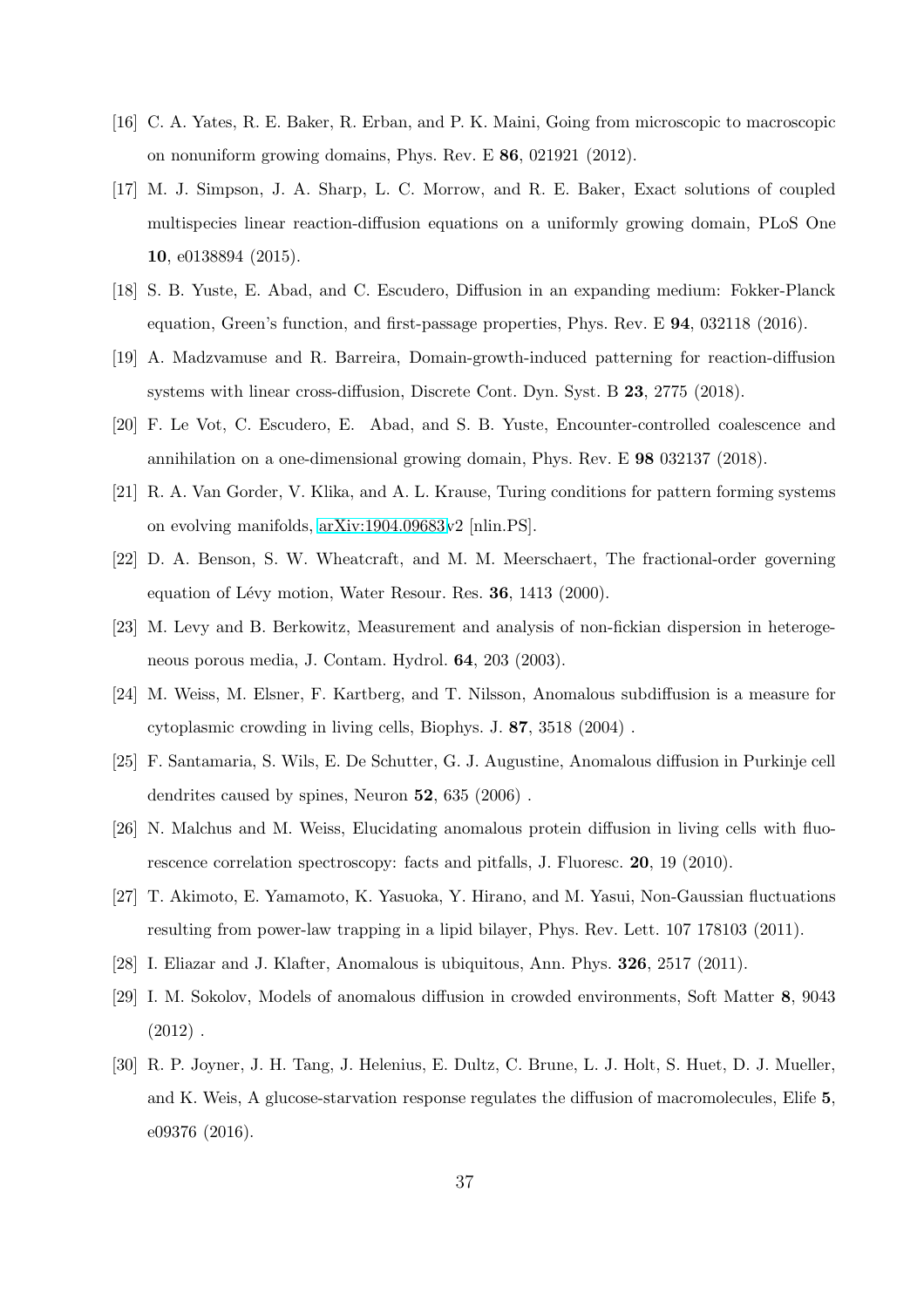[16] C. A. Yates, R. E. Baker, R. Erban, and P. K. Maini, Going from microscopic to macroscopic on nonuniform growing domains, Phys. Rev. E **86**, 021921 (2012).

[17] M. J. Simpson, J. A. Sharp, L. C. Morrow, and R. E. Baker, Exact solutions of coupled multispecies linear reaction-diffusion equations on a uniformly growing domain, PLoS One **10**, e0138894 (2015).

[18] S. B. Yuste, E. Abad, and C. Escudero, Diffusion in an expanding medium: Fokker-Planck equation, Green's function, and first-passage properties, Phys. Rev. E **94**, 032118 (2016).

[19] A. Madzvamuse and R. Barreira, Domain-growth-induced patterning for reaction-diffusion systems with linear cross-diffusion, Discrete Cont. Dyn. Syst. B **23**, 2775 (2018).

[20] F. Le Vot, C. Escudero, E. Abad, and S. B. Yuste, Encounter-controlled coalescence and annihilation on a one-dimensional growing domain, Phys. Rev. E **98** 032137 (2018).

[21] R. A. Van Gorder, V. Klika, and A. L. Krause, Turing conditions for pattern forming systems on evolving manifolds, arXiv:1904.09683v2 [nlin.PS].

[22] D. A. Benson, S. W. Wheatcraft, and M. M. Meerschaert, The fractional-order governing equation of Lévy motion, Water Resour. Res. **36**, 1413 (2000).

[23] M. Levy and B. Berkowitz, Measurement and analysis of non-fickian dispersion in heterogeneous porous media, J. Contam. Hydrol. **64**, 203 (2003).

[24] M. Weiss, M. Elsner, F. Kartberg, and T. Nilsson, Anomalous subdiffusion is a measure for cytoplasmic crowding in living cells, Biophys. J. **87**, 3518 (2004) .

[25] F. Santamaria, S. Wils, E. De Schutter, G. J. Augustine, Anomalous diffusion in Purkinje cell dendrites caused by spines, Neuron **52**, 635 (2006) .

[26] N. Malchus and M. Weiss, Elucidating anomalous protein diffusion in living cells with fluorescence correlation spectroscopy: facts and pitfalls, J. Fluoresc. **20**, 19 (2010).

[27] T. Akimoto, E. Yamamoto, K. Yasuoka, Y. Hirano, and M. Yasui, Non-Gaussian fluctuations resulting from power-law trapping in a lipid bilayer, Phys. Rev. Lett. 107 178103 (2011).

[28] I. Eliazar and J. Klafter, Anomalous is ubiquitous, Ann. Phys. **326**, 2517 (2011).

[29] I. M. Sokolov, Models of anomalous diffusion in crowded environments, Soft Matter **8**, 9043 (2012) .

[30] R. P. Joyner, J. H. Tang, J. Helenius, E. Dultz, C. Brune, L. J. Holt, S. Huet, D. J. Mueller, and K. Weis, A glucose-starvation response regulates the diffusion of macromolecules, Elife **5**, e09376 (2016).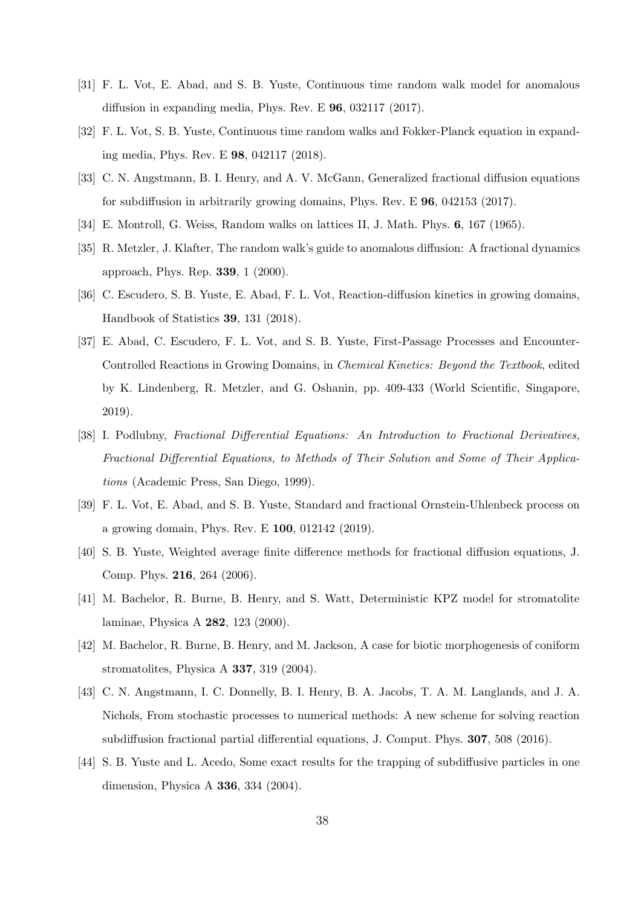[31] F. L. Vot, E. Abad, and S. B. Yuste, Continuous time random walk model for anomalous diffusion in expanding media, Phys. Rev. E **96**, 032117 (2017).

[32] F. L. Vot, S. B. Yuste, Continuous time random walks and Fokker-Planck equation in expanding media, Phys. Rev. E **98**, 042117 (2018).

[33] C. N. Angstmann, B. I. Henry, and A. V. McGann, Generalized fractional diffusion equations for subdiffusion in arbitrarily growing domains, Phys. Rev. E **96**, 042153 (2017).

[34] E. Montroll, G. Weiss, Random walks on lattices II, J. Math. Phys. **6**, 167 (1965).

[35] R. Metzler, J. Klafter, The random walk's guide to anomalous diffusion: A fractional dynamics approach, Phys. Rep. **339**, 1 (2000).

[36] C. Escudero, S. B. Yuste, E. Abad, F. L. Vot, Reaction-diffusion kinetics in growing domains, Handbook of Statistics **39**, 131 (2018).

[37] E. Abad, C. Escudero, F. L. Vot, and S. B. Yuste, First-Passage Processes and Encounter-Controlled Reactions in Growing Domains, in *Chemical Kinetics: Beyond the Textbook*, edited by K. Lindenberg, R. Metzler, and G. Oshanin, pp. 409-433 (World Scientific, Singapore, 2019).

[38] I. Podlubny, *Fractional Differential Equations: An Introduction to Fractional Derivatives, Fractional Differential Equations, to Methods of Their Solution and Some of Their Applications* (Academic Press, San Diego, 1999).

[39] F. L. Vot, E. Abad, and S. B. Yuste, Standard and fractional Ornstein-Uhlenbeck process on a growing domain, Phys. Rev. E **100**, 012142 (2019).

[40] S. B. Yuste, Weighted average finite difference methods for fractional diffusion equations, J. Comp. Phys. **216**, 264 (2006).

[41] M. Bachelor, R. Burne, B. Henry, and S. Watt, Deterministic KPZ model for stromatolite laminae, Physica A **282**, 123 (2000).

[42] M. Bachelor, R. Burne, B. Henry, and M. Jackson, A case for biotic morphogenesis of coniform stromatolites, Physica A **337**, 319 (2004).

[43] C. N. Angstmann, I. C. Donnelly, B. I. Henry, B. A. Jacobs, T. A. M. Langlands, and J. A. Nichols, From stochastic processes to numerical methods: A new scheme for solving reaction subdiffusion fractional partial differential equations, J. Comput. Phys. **307**, 508 (2016).

[44] S. B. Yuste and L. Acedo, Some exact results for the trapping of subdiffusive particles in one dimension, Physica A **336**, 334 (2004).